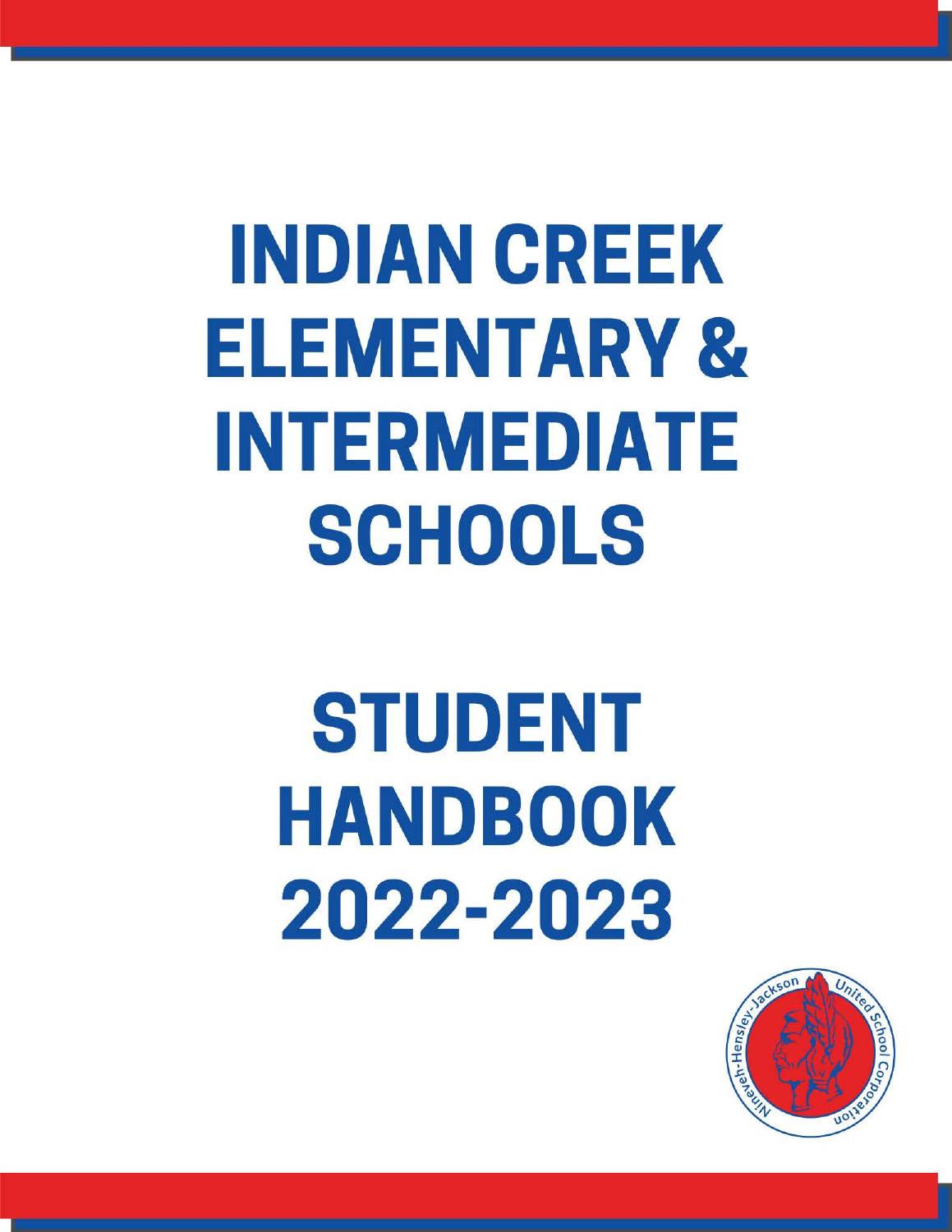# INDIAN CREEK ELEMENTARY & INTERMEDIATE SCHOOLS

# STUDENT HANDBOOK 2022-2023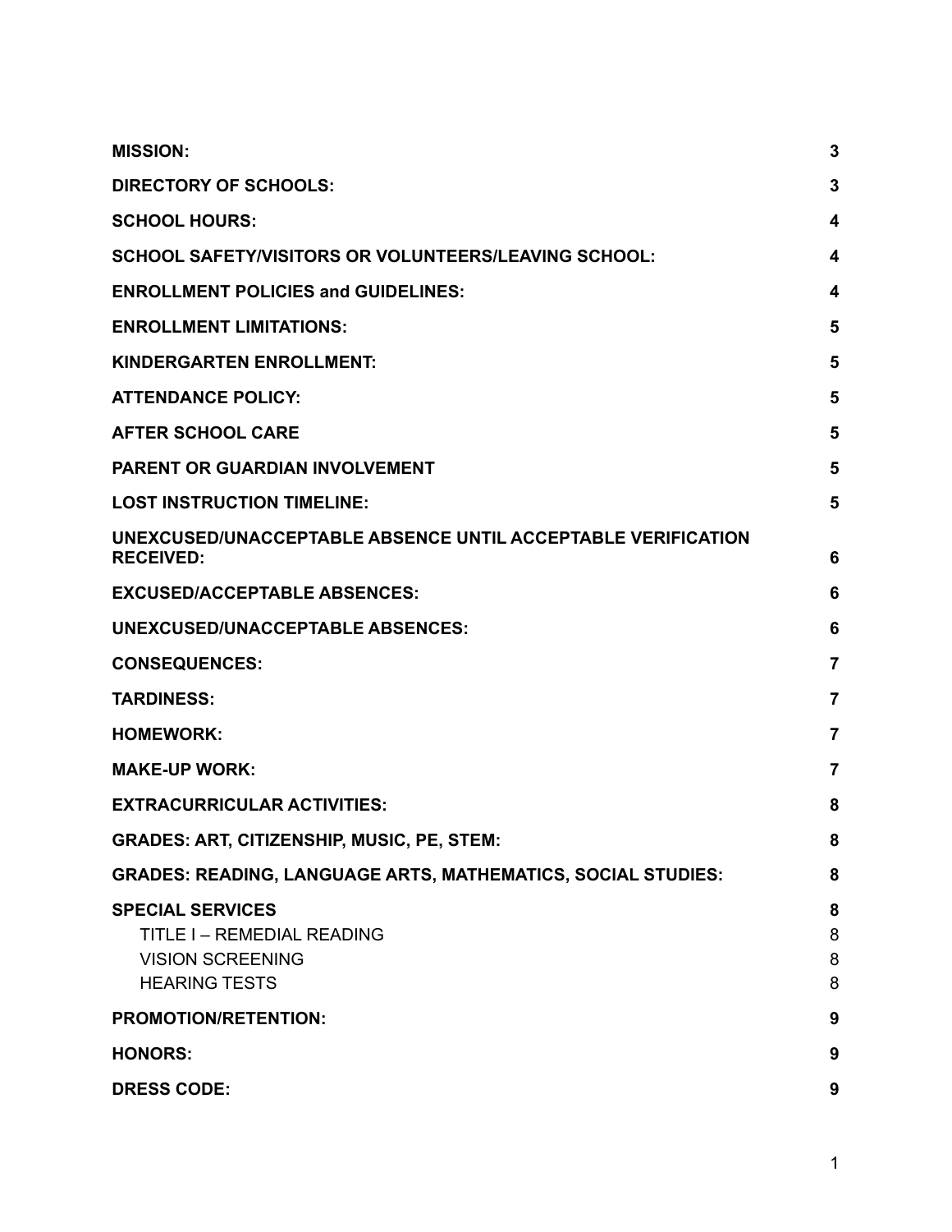| | |
|---|---|
| **MISSION:** | **3** |
| **DIRECTORY OF SCHOOLS:** | **3** |
| **SCHOOL HOURS:** | **4** |
| **SCHOOL SAFETY/VISITORS OR VOLUNTEERS/LEAVING SCHOOL:** | **4** |
| **ENROLLMENT POLICIES and GUIDELINES:** | **4** |
| **ENROLLMENT LIMITATIONS:** | **5** |
| **KINDERGARTEN ENROLLMENT:** | **5** |
| **ATTENDANCE POLICY:** | **5** |
| **AFTER SCHOOL CARE** | **5** |
| **PARENT OR GUARDIAN INVOLVEMENT** | **5** |
| **LOST INSTRUCTION TIMELINE:** | **5** |
| **UNEXCUSED/UNACCEPTABLE ABSENCE UNTIL ACCEPTABLE VERIFICATION RECEIVED:** | **6** |
| **EXCUSED/ACCEPTABLE ABSENCES:** | **6** |
| **UNEXCUSED/UNACCEPTABLE ABSENCES:** | **6** |
| **CONSEQUENCES:** | **7** |
| **TARDINESS:** | **7** |
| **HOMEWORK:** | **7** |
| **MAKE-UP WORK:** | **7** |
| **EXTRACURRICULAR ACTIVITIES:** | **8** |
| **GRADES: ART, CITIZENSHIP, MUSIC, PE, STEM:** | **8** |
| **GRADES: READING, LANGUAGE ARTS, MATHEMATICS, SOCIAL STUDIES:** | **8** |
| **SPECIAL SERVICES** | **8** |
| TITLE I – REMEDIAL READING | 8 |
| VISION SCREENING | 8 |
| HEARING TESTS | 8 |
| **PROMOTION/RETENTION:** | **9** |
| **HONORS:** | **9** |
| **DRESS CODE:** | **9** |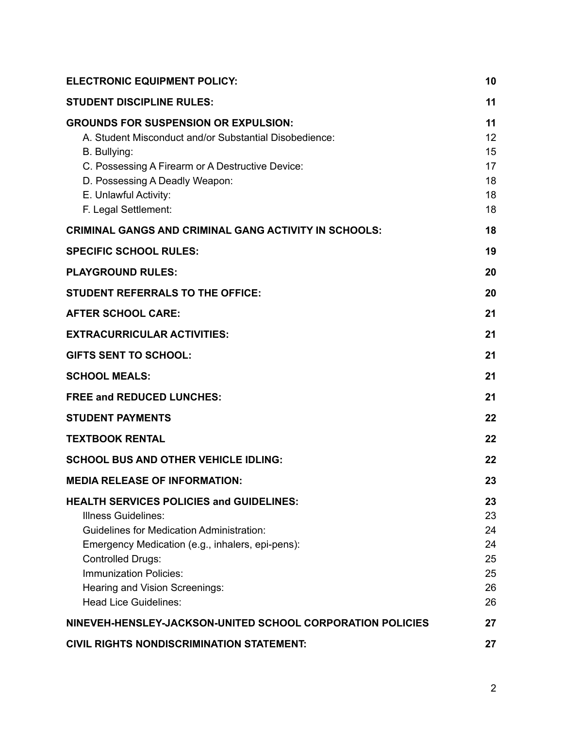| | |
|---|---|
| **ELECTRONIC EQUIPMENT POLICY:** | **10** |
| **STUDENT DISCIPLINE RULES:** | **11** |
| **GROUNDS FOR SUSPENSION OR EXPULSION:** | **11** |
| A. Student Misconduct and/or Substantial Disobedience: | 12 |
| B. Bullying: | 15 |
| C. Possessing A Firearm or A Destructive Device: | 17 |
| D. Possessing A Deadly Weapon: | 18 |
| E. Unlawful Activity: | 18 |
| F. Legal Settlement: | 18 |
| **CRIMINAL GANGS AND CRIMINAL GANG ACTIVITY IN SCHOOLS:** | **18** |
| **SPECIFIC SCHOOL RULES:** | **19** |
| **PLAYGROUND RULES:** | **20** |
| **STUDENT REFERRALS TO THE OFFICE:** | **20** |
| **AFTER SCHOOL CARE:** | **21** |
| **EXTRACURRICULAR ACTIVITIES:** | **21** |
| **GIFTS SENT TO SCHOOL:** | **21** |
| **SCHOOL MEALS:** | **21** |
| **FREE and REDUCED LUNCHES:** | **21** |
| **STUDENT PAYMENTS** | **22** |
| **TEXTBOOK RENTAL** | **22** |
| **SCHOOL BUS AND OTHER VEHICLE IDLING:** | **22** |
| **MEDIA RELEASE OF INFORMATION:** | **23** |
| **HEALTH SERVICES POLICIES and GUIDELINES:** | **23** |
| Illness Guidelines: | 23 |
| Guidelines for Medication Administration: | 24 |
| Emergency Medication (e.g., inhalers, epi-pens): | 24 |
| Controlled Drugs: | 25 |
| Immunization Policies: | 25 |
| Hearing and Vision Screenings: | 26 |
| Head Lice Guidelines: | 26 |
| **NINEVEH-HENSLEY-JACKSON-UNITED SCHOOL CORPORATION POLICIES** | **27** |
| **CIVIL RIGHTS NONDISCRIMINATION STATEMENT:** | **27** |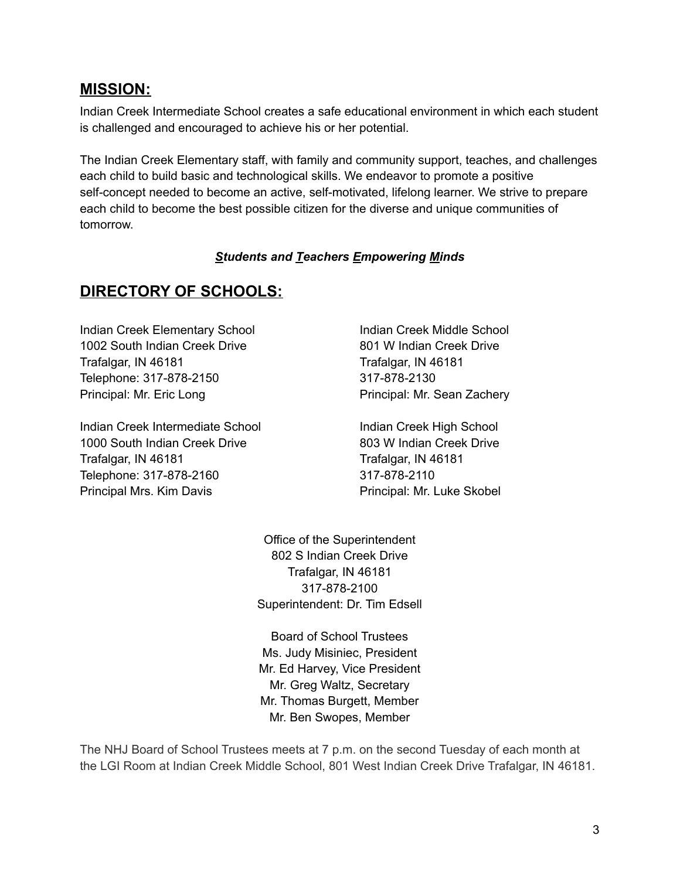## **MISSION:**

Indian Creek Intermediate School creates a safe educational environment in which each student is challenged and encouraged to achieve his or her potential.

The Indian Creek Elementary staff, with family and community support, teaches, and challenges each child to build basic and technological skills. We endeavor to promote a positive self-concept needed to become an active, self-motivated, lifelong learner. We strive to prepare each child to become the best possible citizen for the diverse and unique communities of tomorrow.

***Students and Teachers Empowering Minds***

## **DIRECTORY OF SCHOOLS:**

Indian Creek Elementary School
1002 South Indian Creek Drive
Trafalgar, IN 46181
Telephone: 317-878-2150
Principal: Mr. Eric Long

Indian Creek Intermediate School
1000 South Indian Creek Drive
Trafalgar, IN 46181
Telephone: 317-878-2160
Principal Mrs. Kim Davis

Indian Creek Middle School
801 W Indian Creek Drive
Trafalgar, IN 46181
317-878-2130
Principal: Mr. Sean Zachery

Indian Creek High School
803 W Indian Creek Drive
Trafalgar, IN 46181
317-878-2110
Principal: Mr. Luke Skobel

Office of the Superintendent
802 S Indian Creek Drive
Trafalgar, IN 46181
317-878-2100
Superintendent: Dr. Tim Edsell

Board of School Trustees
Ms. Judy Misiniec, President
Mr. Ed Harvey, Vice President
Mr. Greg Waltz, Secretary
Mr. Thomas Burgett, Member
Mr. Ben Swopes, Member

The NHJ Board of School Trustees meets at 7 p.m. on the second Tuesday of each month at the LGI Room at Indian Creek Middle School, 801 West Indian Creek Drive Trafalgar, IN 46181.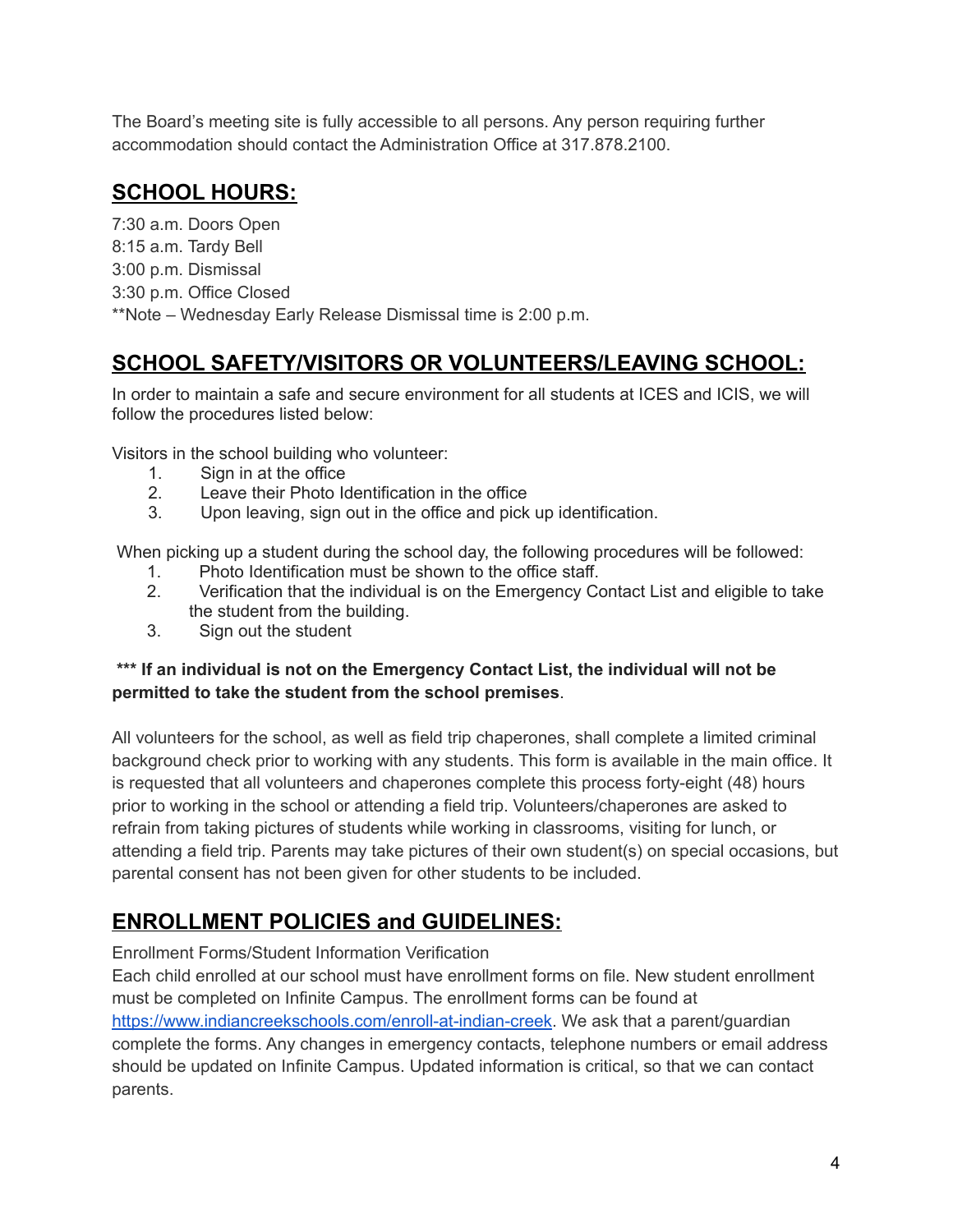The Board's meeting site is fully accessible to all persons. Any person requiring further accommodation should contact the Administration Office at 317.878.2100.

## SCHOOL HOURS:

7:30 a.m. Doors Open
8:15 a.m. Tardy Bell
3:00 p.m. Dismissal
3:30 p.m. Office Closed
**Note – Wednesday Early Release Dismissal time is 2:00 p.m.

## SCHOOL SAFETY/VISITORS OR VOLUNTEERS/LEAVING SCHOOL:

In order to maintain a safe and secure environment for all students at ICES and ICIS, we will follow the procedures listed below:

Visitors in the school building who volunteer:

1. Sign in at the office
2. Leave their Photo Identification in the office
3. Upon leaving, sign out in the office and pick up identification.

When picking up a student during the school day, the following procedures will be followed:

1. Photo Identification must be shown to the office staff.
2. Verification that the individual is on the Emergency Contact List and eligible to take the student from the building.
3. Sign out the student

**\*\*\* If an individual is not on the Emergency Contact List, the individual will not be permitted to take the student from the school premises**.

All volunteers for the school, as well as field trip chaperones, shall complete a limited criminal background check prior to working with any students. This form is available in the main office. It is requested that all volunteers and chaperones complete this process forty-eight (48) hours prior to working in the school or attending a field trip. Volunteers/chaperones are asked to refrain from taking pictures of students while working in classrooms, visiting for lunch, or attending a field trip. Parents may take pictures of their own student(s) on special occasions, but parental consent has not been given for other students to be included.

## ENROLLMENT POLICIES and GUIDELINES:

Enrollment Forms/Student Information Verification
Each child enrolled at our school must have enrollment forms on file. New student enrollment must be completed on Infinite Campus. The enrollment forms can be found at https://www.indiancreekschools.com/enroll-at-indian-creek. We ask that a parent/guardian complete the forms. Any changes in emergency contacts, telephone numbers or email address should be updated on Infinite Campus. Updated information is critical, so that we can contact parents.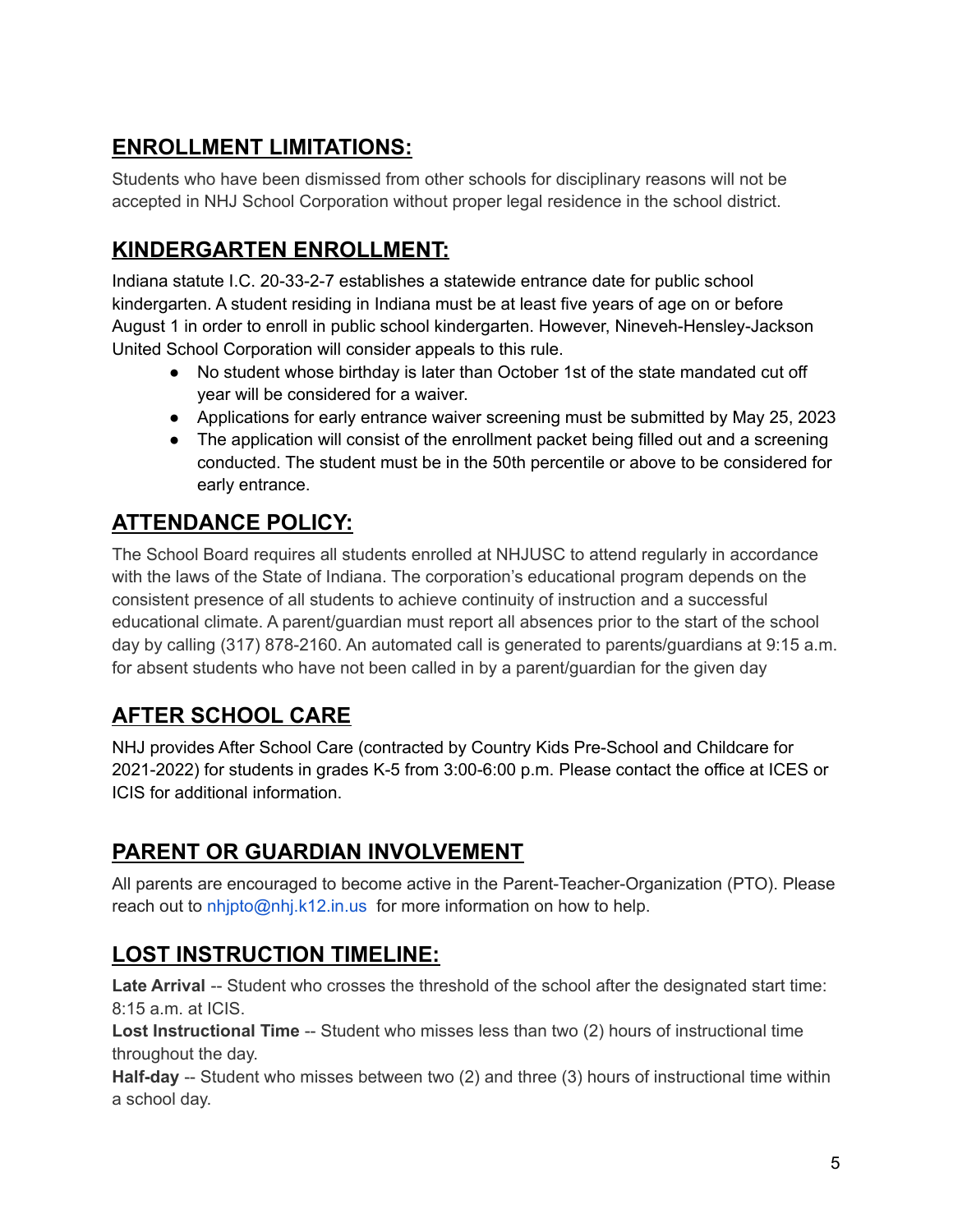## ENROLLMENT LIMITATIONS:

Students who have been dismissed from other schools for disciplinary reasons will not be accepted in NHJ School Corporation without proper legal residence in the school district.

## KINDERGARTEN ENROLLMENT:

Indiana statute I.C. 20-33-2-7 establishes a statewide entrance date for public school kindergarten. A student residing in Indiana must be at least five years of age on or before August 1 in order to enroll in public school kindergarten. However, Nineveh-Hensley-Jackson United School Corporation will consider appeals to this rule.

- No student whose birthday is later than October 1st of the state mandated cut off year will be considered for a waiver.
- Applications for early entrance waiver screening must be submitted by May 25, 2023
- The application will consist of the enrollment packet being filled out and a screening conducted. The student must be in the 50th percentile or above to be considered for early entrance.

## ATTENDANCE POLICY:

The School Board requires all students enrolled at NHJUSC to attend regularly in accordance with the laws of the State of Indiana. The corporation's educational program depends on the consistent presence of all students to achieve continuity of instruction and a successful educational climate. A parent/guardian must report all absences prior to the start of the school day by calling (317) 878-2160. An automated call is generated to parents/guardians at 9:15 a.m. for absent students who have not been called in by a parent/guardian for the given day

## AFTER SCHOOL CARE

NHJ provides After School Care (contracted by Country Kids Pre-School and Childcare for 2021-2022) for students in grades K-5 from 3:00-6:00 p.m. Please contact the office at ICES or ICIS for additional information.

## PARENT OR GUARDIAN INVOLVEMENT

All parents are encouraged to become active in the Parent-Teacher-Organization (PTO). Please reach out to nhjpto@nhj.k12.in.us for more information on how to help.

## LOST INSTRUCTION TIMELINE:

**Late Arrival** -- Student who crosses the threshold of the school after the designated start time: 8:15 a.m. at ICIS.

**Lost Instructional Time** -- Student who misses less than two (2) hours of instructional time throughout the day.

**Half-day** -- Student who misses between two (2) and three (3) hours of instructional time within a school day.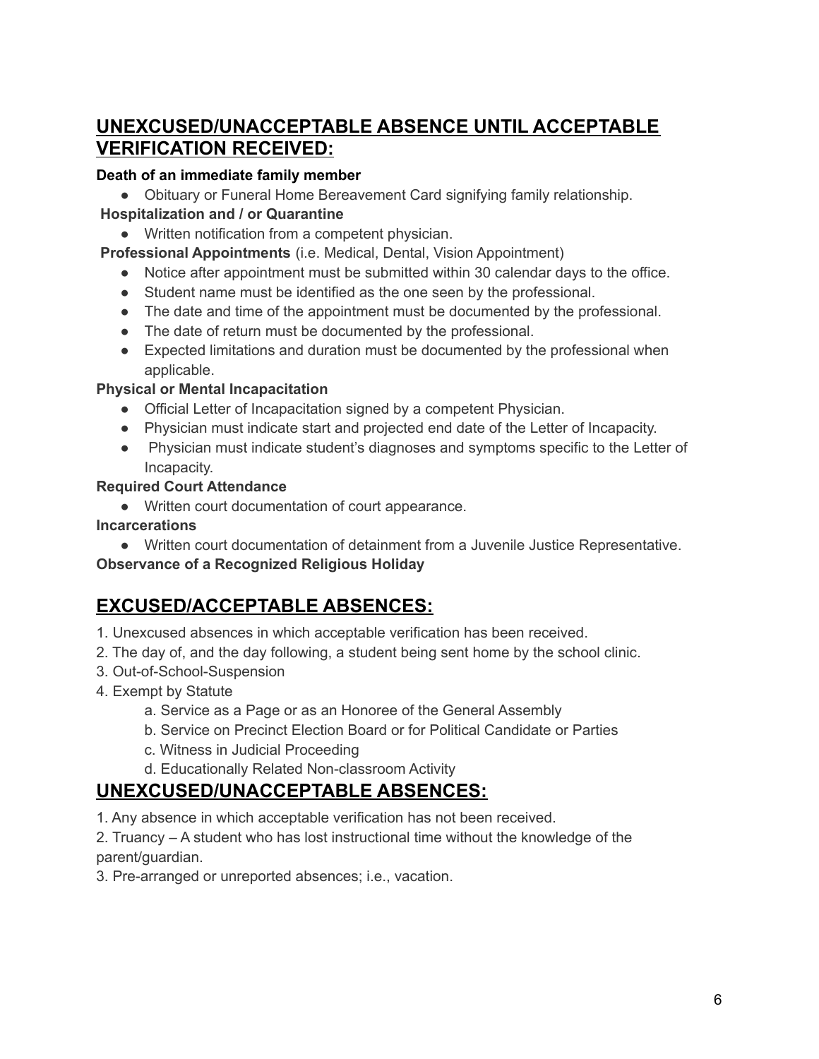## UNEXCUSED/UNACCEPTABLE ABSENCE UNTIL ACCEPTABLE VERIFICATION RECEIVED:

**Death of an immediate family member**

- Obituary or Funeral Home Bereavement Card signifying family relationship.

**Hospitalization and / or Quarantine**

- Written notification from a competent physician.

**Professional Appointments** (i.e. Medical, Dental, Vision Appointment)

- Notice after appointment must be submitted within 30 calendar days to the office.
- Student name must be identified as the one seen by the professional.
- The date and time of the appointment must be documented by the professional.
- The date of return must be documented by the professional.
- Expected limitations and duration must be documented by the professional when applicable.

**Physical or Mental Incapacitation**

- Official Letter of Incapacitation signed by a competent Physician.
- Physician must indicate start and projected end date of the Letter of Incapacity.
- Physician must indicate student's diagnoses and symptoms specific to the Letter of Incapacity.

**Required Court Attendance**

- Written court documentation of court appearance.

**Incarcerations**

- Written court documentation of detainment from a Juvenile Justice Representative.

**Observance of a Recognized Religious Holiday**

## EXCUSED/ACCEPTABLE ABSENCES:

1. Unexcused absences in which acceptable verification has been received.
2. The day of, and the day following, a student being sent home by the school clinic.
3. Out-of-School-Suspension
4. Exempt by Statute
    a. Service as a Page or as an Honoree of the General Assembly
    b. Service on Precinct Election Board or for Political Candidate or Parties
    c. Witness in Judicial Proceeding
    d. Educationally Related Non-classroom Activity

## UNEXCUSED/UNACCEPTABLE ABSENCES:

1. Any absence in which acceptable verification has not been received.
2. Truancy – A student who has lost instructional time without the knowledge of the parent/guardian.
3. Pre-arranged or unreported absences; i.e., vacation.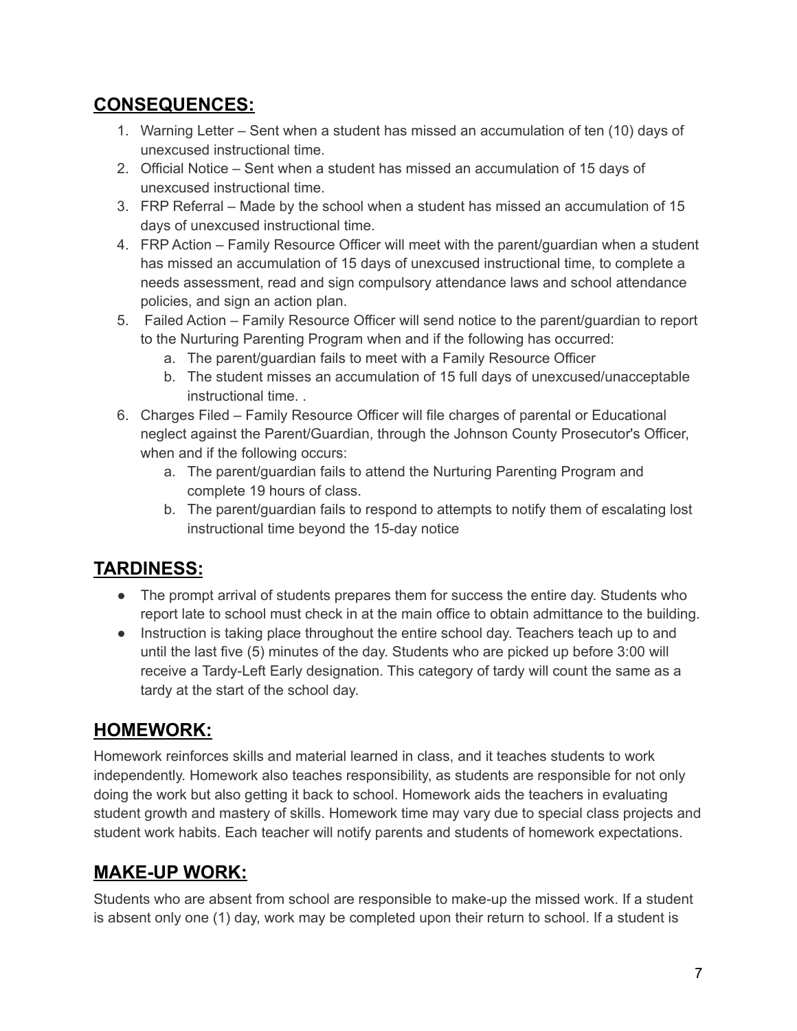## CONSEQUENCES:

1. Warning Letter – Sent when a student has missed an accumulation of ten (10) days of unexcused instructional time.
2. Official Notice – Sent when a student has missed an accumulation of 15 days of unexcused instructional time.
3. FRP Referral – Made by the school when a student has missed an accumulation of 15 days of unexcused instructional time.
4. FRP Action – Family Resource Officer will meet with the parent/guardian when a student has missed an accumulation of 15 days of unexcused instructional time, to complete a needs assessment, read and sign compulsory attendance laws and school attendance policies, and sign an action plan.
5. Failed Action – Family Resource Officer will send notice to the parent/guardian to report to the Nurturing Parenting Program when and if the following has occurred:
   a. The parent/guardian fails to meet with a Family Resource Officer
   b. The student misses an accumulation of 15 full days of unexcused/unacceptable instructional time. .
6. Charges Filed – Family Resource Officer will file charges of parental or Educational neglect against the Parent/Guardian, through the Johnson County Prosecutor's Officer, when and if the following occurs:
   a. The parent/guardian fails to attend the Nurturing Parenting Program and complete 19 hours of class.
   b. The parent/guardian fails to respond to attempts to notify them of escalating lost instructional time beyond the 15-day notice

## TARDINESS:

- The prompt arrival of students prepares them for success the entire day. Students who report late to school must check in at the main office to obtain admittance to the building.
- Instruction is taking place throughout the entire school day. Teachers teach up to and until the last five (5) minutes of the day. Students who are picked up before 3:00 will receive a Tardy-Left Early designation. This category of tardy will count the same as a tardy at the start of the school day.

## HOMEWORK:

Homework reinforces skills and material learned in class, and it teaches students to work independently. Homework also teaches responsibility, as students are responsible for not only doing the work but also getting it back to school. Homework aids the teachers in evaluating student growth and mastery of skills. Homework time may vary due to special class projects and student work habits. Each teacher will notify parents and students of homework expectations.

## MAKE-UP WORK:

Students who are absent from school are responsible to make-up the missed work. If a student is absent only one (1) day, work may be completed upon their return to school. If a student is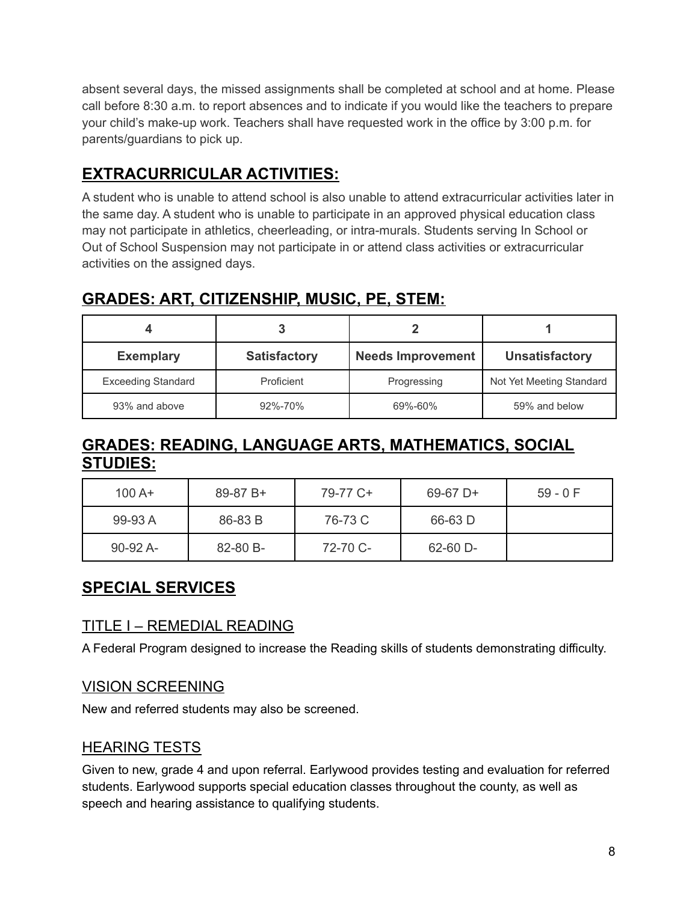absent several days, the missed assignments shall be completed at school and at home. Please call before 8:30 a.m. to report absences and to indicate if you would like the teachers to prepare your child's make-up work. Teachers shall have requested work in the office by 3:00 p.m. for parents/guardians to pick up.

## EXTRACURRICULAR ACTIVITIES:

A student who is unable to attend school is also unable to attend extracurricular activities later in the same day. A student who is unable to participate in an approved physical education class may not participate in athletics, cheerleading, or intra-murals. Students serving In School or Out of School Suspension may not participate in or attend class activities or extracurricular activities on the assigned days.

## GRADES: ART, CITIZENSHIP, MUSIC, PE, STEM:

| 4 | 3 | 2 | 1 |
|---|---|---|---|
| **Exemplary** | **Satisfactory** | **Needs Improvement** | **Unsatisfactory** |
| Exceeding Standard | Proficient | Progressing | Not Yet Meeting Standard |
| 93% and above | 92%-70% | 69%-60% | 59% and below |

## GRADES: READING, LANGUAGE ARTS, MATHEMATICS, SOCIAL STUDIES:

| | | | | |
|---|---|---|---|---|
| 100 A+ | 89-87 B+ | 79-77 C+ | 69-67 D+ | 59 - 0 F |
| 99-93 A | 86-83 B | 76-73 C | 66-63 D | |
| 90-92 A- | 82-80 B- | 72-70 C- | 62-60 D- | |

## SPECIAL SERVICES

### TITLE I – REMEDIAL READING

A Federal Program designed to increase the Reading skills of students demonstrating difficulty.

### VISION SCREENING

New and referred students may also be screened.

### HEARING TESTS

Given to new, grade 4 and upon referral. Earlywood provides testing and evaluation for referred students. Earlywood supports special education classes throughout the county, as well as speech and hearing assistance to qualifying students.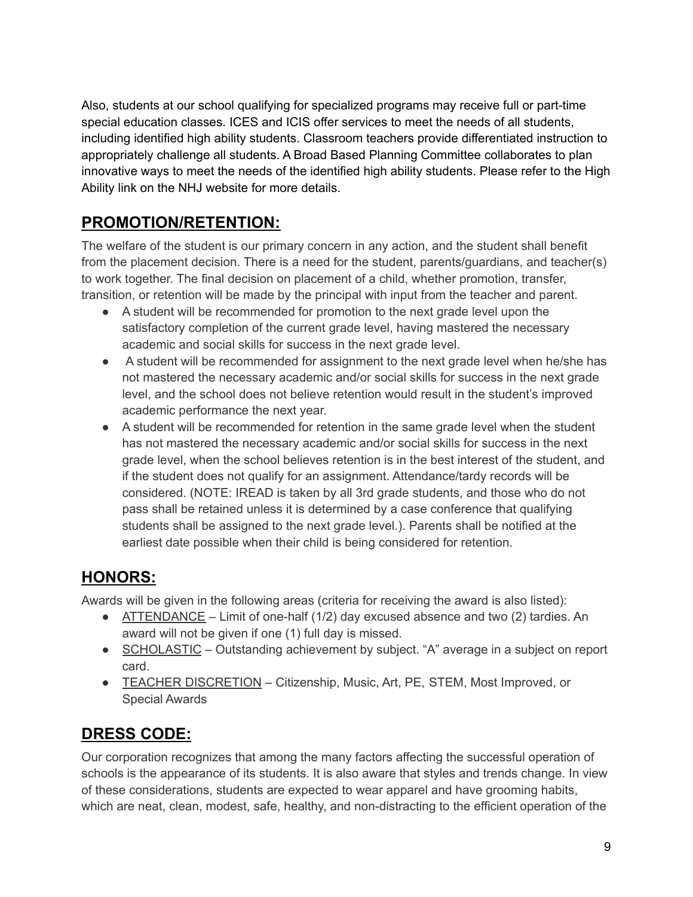Also, students at our school qualifying for specialized programs may receive full or part-time special education classes. ICES and ICIS offer services to meet the needs of all students, including identified high ability students. Classroom teachers provide differentiated instruction to appropriately challenge all students. A Broad Based Planning Committee collaborates to plan innovative ways to meet the needs of the identified high ability students. Please refer to the High Ability link on the NHJ website for more details.

## PROMOTION/RETENTION:

The welfare of the student is our primary concern in any action, and the student shall benefit from the placement decision. There is a need for the student, parents/guardians, and teacher(s) to work together. The final decision on placement of a child, whether promotion, transfer, transition, or retention will be made by the principal with input from the teacher and parent.

- A student will be recommended for promotion to the next grade level upon the satisfactory completion of the current grade level, having mastered the necessary academic and social skills for success in the next grade level.
- A student will be recommended for assignment to the next grade level when he/she has not mastered the necessary academic and/or social skills for success in the next grade level, and the school does not believe retention would result in the student's improved academic performance the next year.
- A student will be recommended for retention in the same grade level when the student has not mastered the necessary academic and/or social skills for success in the next grade level, when the school believes retention is in the best interest of the student, and if the student does not qualify for an assignment. Attendance/tardy records will be considered. (NOTE: IREAD is taken by all 3rd grade students, and those who do not pass shall be retained unless it is determined by a case conference that qualifying students shall be assigned to the next grade level.). Parents shall be notified at the earliest date possible when their child is being considered for retention.

## HONORS:

Awards will be given in the following areas (criteria for receiving the award is also listed):

- ATTENDANCE – Limit of one-half (1/2) day excused absence and two (2) tardies. An award will not be given if one (1) full day is missed.
- SCHOLASTIC – Outstanding achievement by subject. "A" average in a subject on report card.
- TEACHER DISCRETION – Citizenship, Music, Art, PE, STEM, Most Improved, or Special Awards

## DRESS CODE:

Our corporation recognizes that among the many factors affecting the successful operation of schools is the appearance of its students. It is also aware that styles and trends change. In view of these considerations, students are expected to wear apparel and have grooming habits, which are neat, clean, modest, safe, healthy, and non-distracting to the efficient operation of the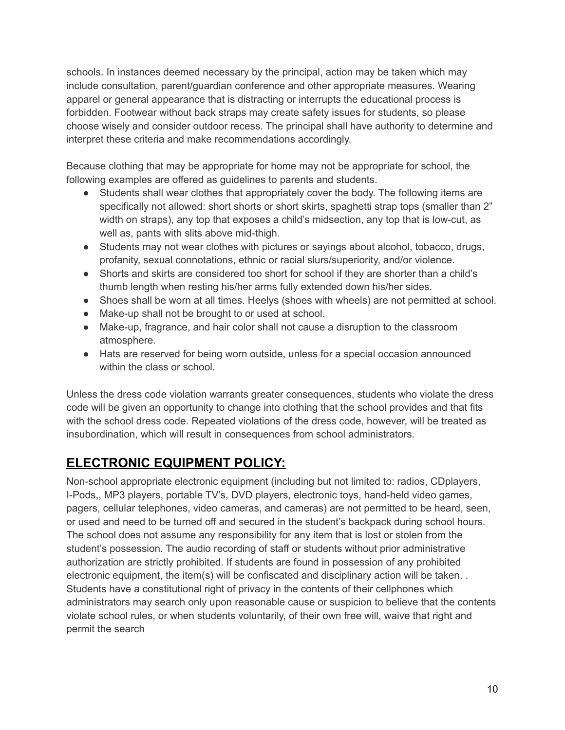schools. In instances deemed necessary by the principal, action may be taken which may include consultation, parent/guardian conference and other appropriate measures. Wearing apparel or general appearance that is distracting or interrupts the educational process is forbidden. Footwear without back straps may create safety issues for students, so please choose wisely and consider outdoor recess. The principal shall have authority to determine and interpret these criteria and make recommendations accordingly.

Because clothing that may be appropriate for home may not be appropriate for school, the following examples are offered as guidelines to parents and students.

- Students shall wear clothes that appropriately cover the body. The following items are specifically not allowed: short shorts or short skirts, spaghetti strap tops (smaller than 2" width on straps), any top that exposes a child's midsection, any top that is low-cut, as well as, pants with slits above mid-thigh.
- Students may not wear clothes with pictures or sayings about alcohol, tobacco, drugs, profanity, sexual connotations, ethnic or racial slurs/superiority, and/or violence.
- Shorts and skirts are considered too short for school if they are shorter than a child's thumb length when resting his/her arms fully extended down his/her sides.
- Shoes shall be worn at all times. Heelys (shoes with wheels) are not permitted at school.
- Make-up shall not be brought to or used at school.
- Make-up, fragrance, and hair color shall not cause a disruption to the classroom atmosphere.
- Hats are reserved for being worn outside, unless for a special occasion announced within the class or school.

Unless the dress code violation warrants greater consequences, students who violate the dress code will be given an opportunity to change into clothing that the school provides and that fits with the school dress code. Repeated violations of the dress code, however, will be treated as insubordination, which will result in consequences from school administrators.

## ELECTRONIC EQUIPMENT POLICY:

Non-school appropriate electronic equipment (including but not limited to: radios, CDplayers, I-Pods,, MP3 players, portable TV's, DVD players, electronic toys, hand-held video games, pagers, cellular telephones, video cameras, and cameras) are not permitted to be heard, seen, or used and need to be turned off and secured in the student's backpack during school hours. The school does not assume any responsibility for any item that is lost or stolen from the student's possession. The audio recording of staff or students without prior administrative authorization are strictly prohibited. If students are found in possession of any prohibited electronic equipment, the item(s) will be confiscated and disciplinary action will be taken. . Students have a constitutional right of privacy in the contents of their cellphones which administrators may search only upon reasonable cause or suspicion to believe that the contents violate school rules, or when students voluntarily, of their own free will, waive that right and permit the search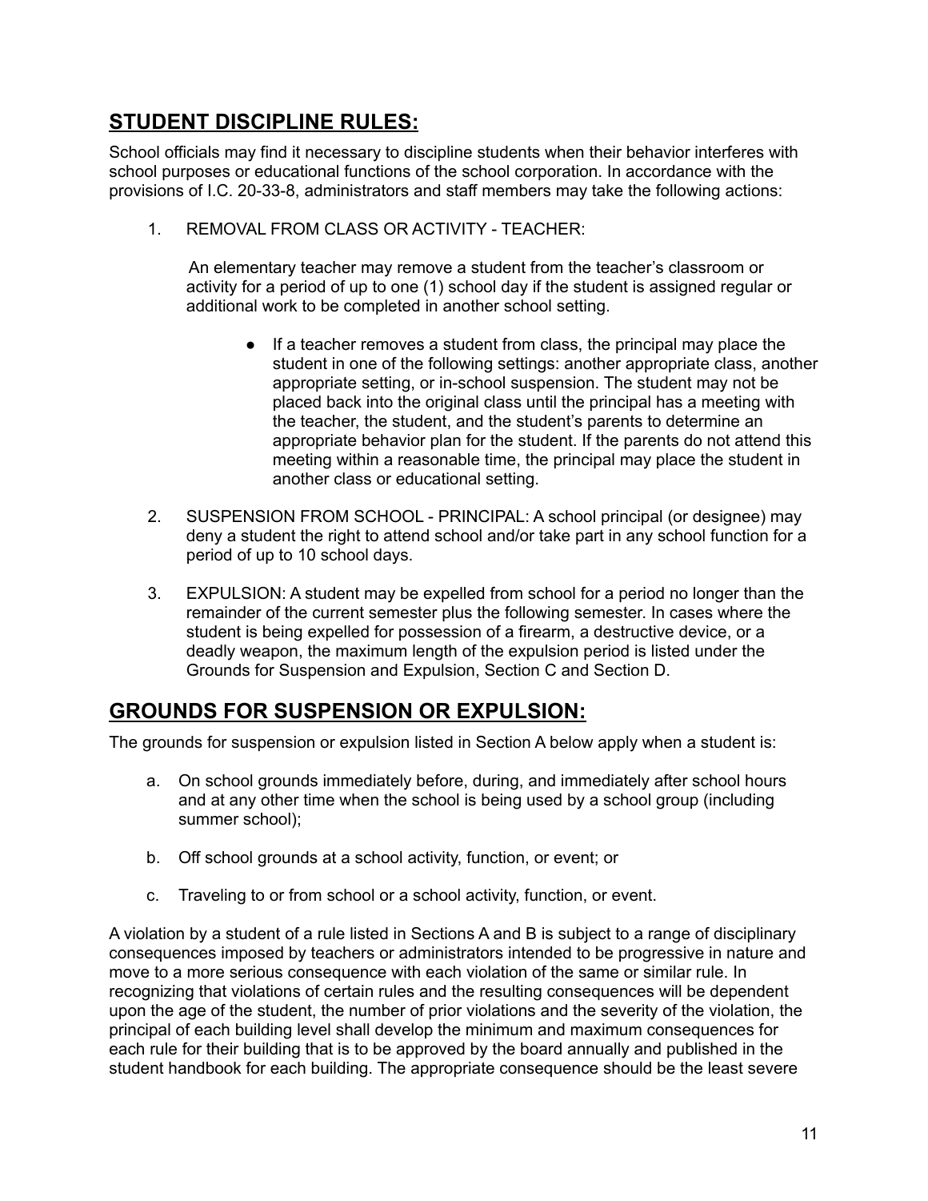## STUDENT DISCIPLINE RULES:

School officials may find it necessary to discipline students when their behavior interferes with school purposes or educational functions of the school corporation. In accordance with the provisions of I.C. 20-33-8, administrators and staff members may take the following actions:

1. REMOVAL FROM CLASS OR ACTIVITY - TEACHER:

   An elementary teacher may remove a student from the teacher's classroom or activity for a period of up to one (1) school day if the student is assigned regular or additional work to be completed in another school setting.

   - If a teacher removes a student from class, the principal may place the student in one of the following settings: another appropriate class, another appropriate setting, or in-school suspension. The student may not be placed back into the original class until the principal has a meeting with the teacher, the student, and the student's parents to determine an appropriate behavior plan for the student. If the parents do not attend this meeting within a reasonable time, the principal may place the student in another class or educational setting.

2. SUSPENSION FROM SCHOOL - PRINCIPAL: A school principal (or designee) may deny a student the right to attend school and/or take part in any school function for a period of up to 10 school days.

3. EXPULSION: A student may be expelled from school for a period no longer than the remainder of the current semester plus the following semester. In cases where the student is being expelled for possession of a firearm, a destructive device, or a deadly weapon, the maximum length of the expulsion period is listed under the Grounds for Suspension and Expulsion, Section C and Section D.

## GROUNDS FOR SUSPENSION OR EXPULSION:

The grounds for suspension or expulsion listed in Section A below apply when a student is:

a. On school grounds immediately before, during, and immediately after school hours and at any other time when the school is being used by a school group (including summer school);

b. Off school grounds at a school activity, function, or event; or

c. Traveling to or from school or a school activity, function, or event.

A violation by a student of a rule listed in Sections A and B is subject to a range of disciplinary consequences imposed by teachers or administrators intended to be progressive in nature and move to a more serious consequence with each violation of the same or similar rule. In recognizing that violations of certain rules and the resulting consequences will be dependent upon the age of the student, the number of prior violations and the severity of the violation, the principal of each building level shall develop the minimum and maximum consequences for each rule for their building that is to be approved by the board annually and published in the student handbook for each building. The appropriate consequence should be the least severe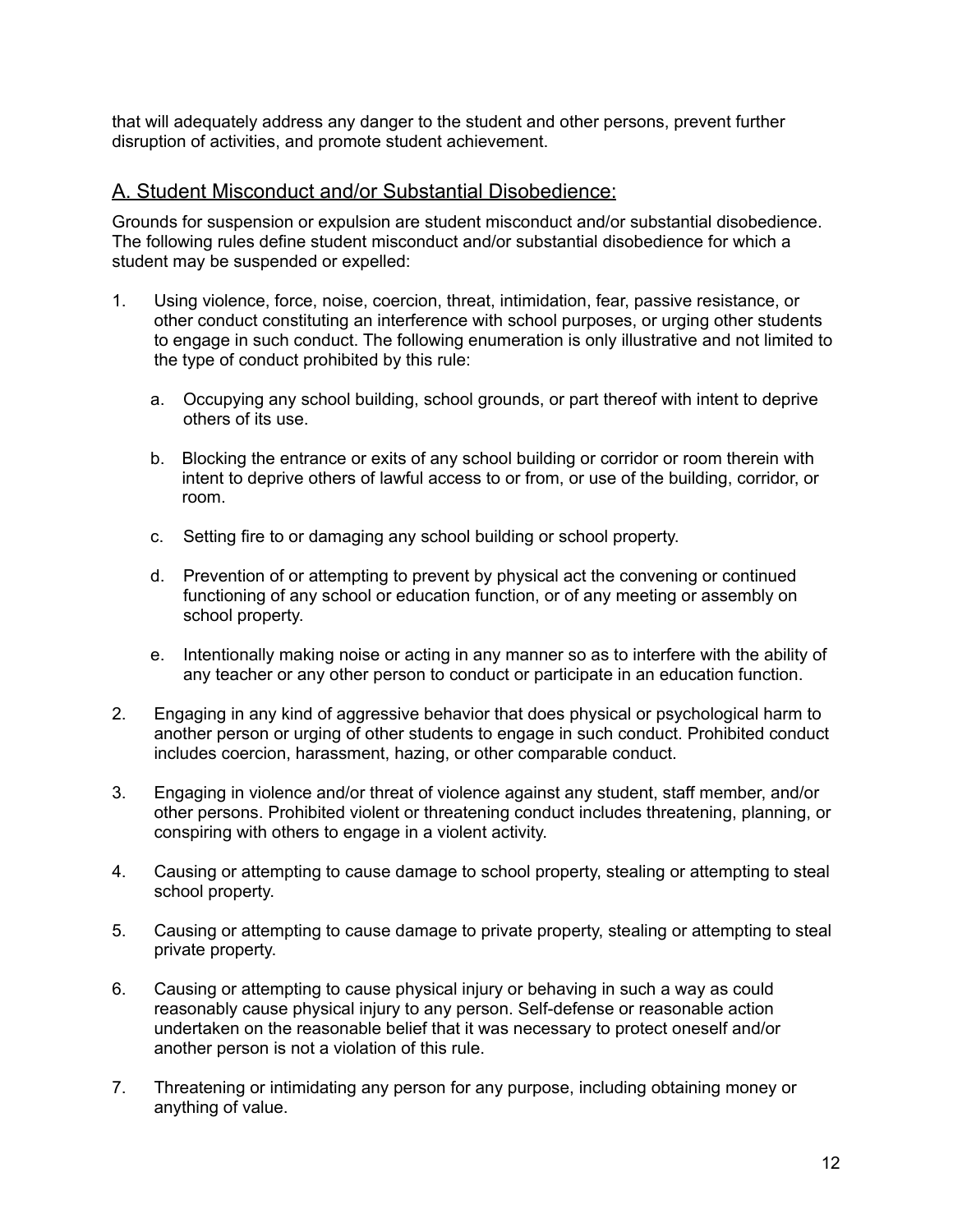that will adequately address any danger to the student and other persons, prevent further disruption of activities, and promote student achievement.

## A. Student Misconduct and/or Substantial Disobedience:

Grounds for suspension or expulsion are student misconduct and/or substantial disobedience. The following rules define student misconduct and/or substantial disobedience for which a student may be suspended or expelled:

1. Using violence, force, noise, coercion, threat, intimidation, fear, passive resistance, or other conduct constituting an interference with school purposes, or urging other students to engage in such conduct. The following enumeration is only illustrative and not limited to the type of conduct prohibited by this rule:

    a. Occupying any school building, school grounds, or part thereof with intent to deprive others of its use.

    b. Blocking the entrance or exits of any school building or corridor or room therein with intent to deprive others of lawful access to or from, or use of the building, corridor, or room.

    c. Setting fire to or damaging any school building or school property.

    d. Prevention of or attempting to prevent by physical act the convening or continued functioning of any school or education function, or of any meeting or assembly on school property.

    e. Intentionally making noise or acting in any manner so as to interfere with the ability of any teacher or any other person to conduct or participate in an education function.

2. Engaging in any kind of aggressive behavior that does physical or psychological harm to another person or urging of other students to engage in such conduct. Prohibited conduct includes coercion, harassment, hazing, or other comparable conduct.

3. Engaging in violence and/or threat of violence against any student, staff member, and/or other persons. Prohibited violent or threatening conduct includes threatening, planning, or conspiring with others to engage in a violent activity.

4. Causing or attempting to cause damage to school property, stealing or attempting to steal school property.

5. Causing or attempting to cause damage to private property, stealing or attempting to steal private property.

6. Causing or attempting to cause physical injury or behaving in such a way as could reasonably cause physical injury to any person. Self-defense or reasonable action undertaken on the reasonable belief that it was necessary to protect oneself and/or another person is not a violation of this rule.

7. Threatening or intimidating any person for any purpose, including obtaining money or anything of value.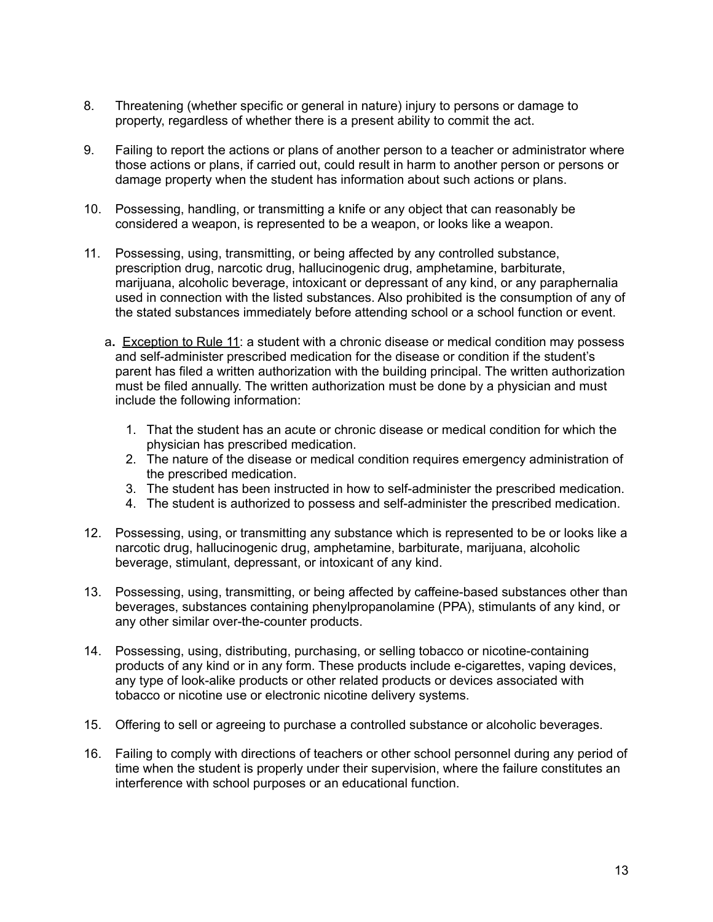8. Threatening (whether specific or general in nature) injury to persons or damage to property, regardless of whether there is a present ability to commit the act.

9. Failing to report the actions or plans of another person to a teacher or administrator where those actions or plans, if carried out, could result in harm to another person or persons or damage property when the student has information about such actions or plans.

10. Possessing, handling, or transmitting a knife or any object that can reasonably be considered a weapon, is represented to be a weapon, or looks like a weapon.

11. Possessing, using, transmitting, or being affected by any controlled substance, prescription drug, narcotic drug, hallucinogenic drug, amphetamine, barbiturate, marijuana, alcoholic beverage, intoxicant or depressant of any kind, or any paraphernalia used in connection with the listed substances. Also prohibited is the consumption of any of the stated substances immediately before attending school or a school function or event.

    a. Exception to Rule 11: a student with a chronic disease or medical condition may possess and self-administer prescribed medication for the disease or condition if the student's parent has filed a written authorization with the building principal. The written authorization must be filed annually. The written authorization must be done by a physician and must include the following information:

        1. That the student has an acute or chronic disease or medical condition for which the physician has prescribed medication.
        2. The nature of the disease or medical condition requires emergency administration of the prescribed medication.
        3. The student has been instructed in how to self-administer the prescribed medication.
        4. The student is authorized to possess and self-administer the prescribed medication.

12. Possessing, using, or transmitting any substance which is represented to be or looks like a narcotic drug, hallucinogenic drug, amphetamine, barbiturate, marijuana, alcoholic beverage, stimulant, depressant, or intoxicant of any kind.

13. Possessing, using, transmitting, or being affected by caffeine-based substances other than beverages, substances containing phenylpropanolamine (PPA), stimulants of any kind, or any other similar over-the-counter products.

14. Possessing, using, distributing, purchasing, or selling tobacco or nicotine-containing products of any kind or in any form. These products include e-cigarettes, vaping devices, any type of look-alike products or other related products or devices associated with tobacco or nicotine use or electronic nicotine delivery systems.

15. Offering to sell or agreeing to purchase a controlled substance or alcoholic beverages.

16. Failing to comply with directions of teachers or other school personnel during any period of time when the student is properly under their supervision, where the failure constitutes an interference with school purposes or an educational function.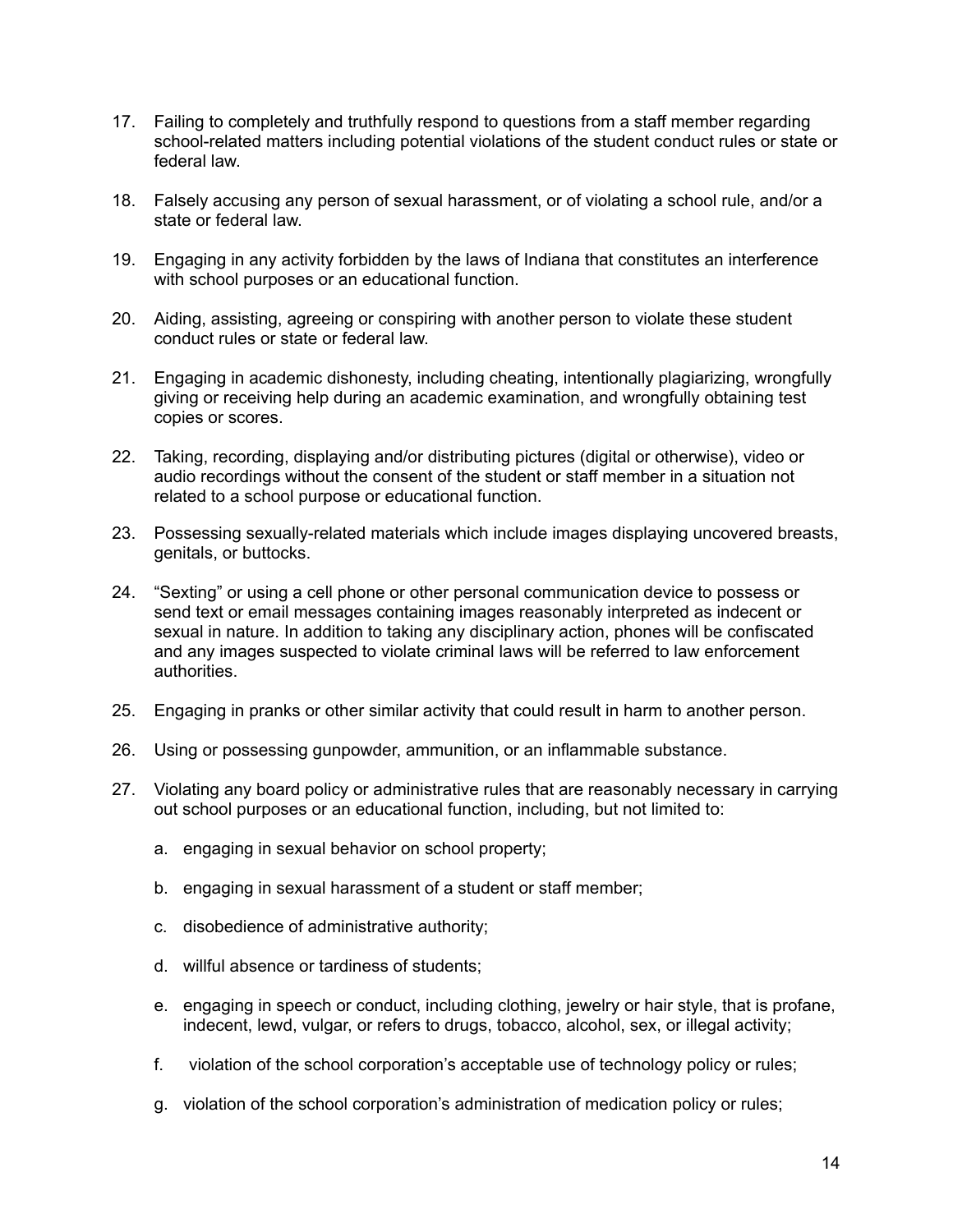17. Failing to completely and truthfully respond to questions from a staff member regarding school-related matters including potential violations of the student conduct rules or state or federal law.

18. Falsely accusing any person of sexual harassment, or of violating a school rule, and/or a state or federal law.

19. Engaging in any activity forbidden by the laws of Indiana that constitutes an interference with school purposes or an educational function.

20. Aiding, assisting, agreeing or conspiring with another person to violate these student conduct rules or state or federal law.

21. Engaging in academic dishonesty, including cheating, intentionally plagiarizing, wrongfully giving or receiving help during an academic examination, and wrongfully obtaining test copies or scores.

22. Taking, recording, displaying and/or distributing pictures (digital or otherwise), video or audio recordings without the consent of the student or staff member in a situation not related to a school purpose or educational function.

23. Possessing sexually-related materials which include images displaying uncovered breasts, genitals, or buttocks.

24. "Sexting" or using a cell phone or other personal communication device to possess or send text or email messages containing images reasonably interpreted as indecent or sexual in nature. In addition to taking any disciplinary action, phones will be confiscated and any images suspected to violate criminal laws will be referred to law enforcement authorities.

25. Engaging in pranks or other similar activity that could result in harm to another person.

26. Using or possessing gunpowder, ammunition, or an inflammable substance.

27. Violating any board policy or administrative rules that are reasonably necessary in carrying out school purposes or an educational function, including, but not limited to:

    a. engaging in sexual behavior on school property;

    b. engaging in sexual harassment of a student or staff member;

    c. disobedience of administrative authority;

    d. willful absence or tardiness of students;

    e. engaging in speech or conduct, including clothing, jewelry or hair style, that is profane, indecent, lewd, vulgar, or refers to drugs, tobacco, alcohol, sex, or illegal activity;

    f. violation of the school corporation's acceptable use of technology policy or rules;

    g. violation of the school corporation's administration of medication policy or rules;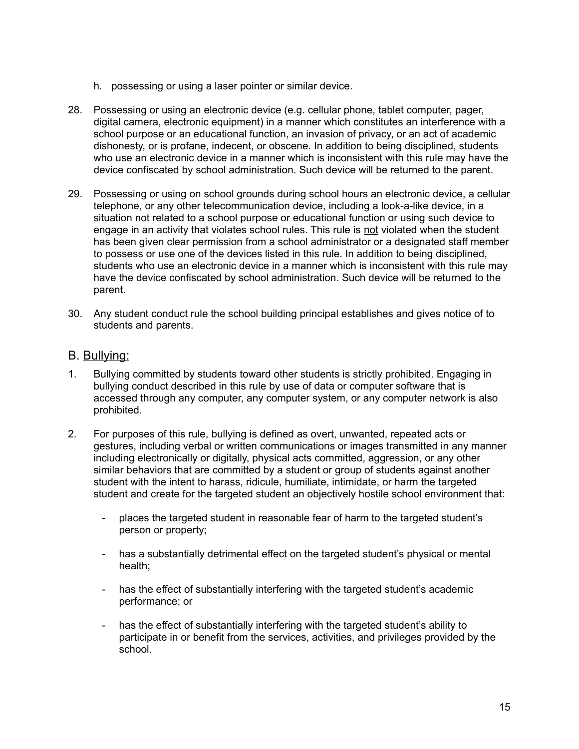h. possessing or using a laser pointer or similar device.

28. Possessing or using an electronic device (e.g. cellular phone, tablet computer, pager, digital camera, electronic equipment) in a manner which constitutes an interference with a school purpose or an educational function, an invasion of privacy, or an act of academic dishonesty, or is profane, indecent, or obscene. In addition to being disciplined, students who use an electronic device in a manner which is inconsistent with this rule may have the device confiscated by school administration. Such device will be returned to the parent.

29. Possessing or using on school grounds during school hours an electronic device, a cellular telephone, or any other telecommunication device, including a look-a-like device, in a situation not related to a school purpose or educational function or using such device to engage in an activity that violates school rules. This rule is <u>not</u> violated when the student has been given clear permission from a school administrator or a designated staff member to possess or use one of the devices listed in this rule. In addition to being disciplined, students who use an electronic device in a manner which is inconsistent with this rule may have the device confiscated by school administration. Such device will be returned to the parent.

30. Any student conduct rule the school building principal establishes and gives notice of to students and parents.

## B. <u>Bullying:</u>

1. Bullying committed by students toward other students is strictly prohibited. Engaging in bullying conduct described in this rule by use of data or computer software that is accessed through any computer, any computer system, or any computer network is also prohibited.

2. For purposes of this rule, bullying is defined as overt, unwanted, repeated acts or gestures, including verbal or written communications or images transmitted in any manner including electronically or digitally, physical acts committed, aggression, or any other similar behaviors that are committed by a student or group of students against another student with the intent to harass, ridicule, humiliate, intimidate, or harm the targeted student and create for the targeted student an objectively hostile school environment that:

    - places the targeted student in reasonable fear of harm to the targeted student's person or property;
    - has a substantially detrimental effect on the targeted student's physical or mental health;
    - has the effect of substantially interfering with the targeted student's academic performance; or
    - has the effect of substantially interfering with the targeted student's ability to participate in or benefit from the services, activities, and privileges provided by the school.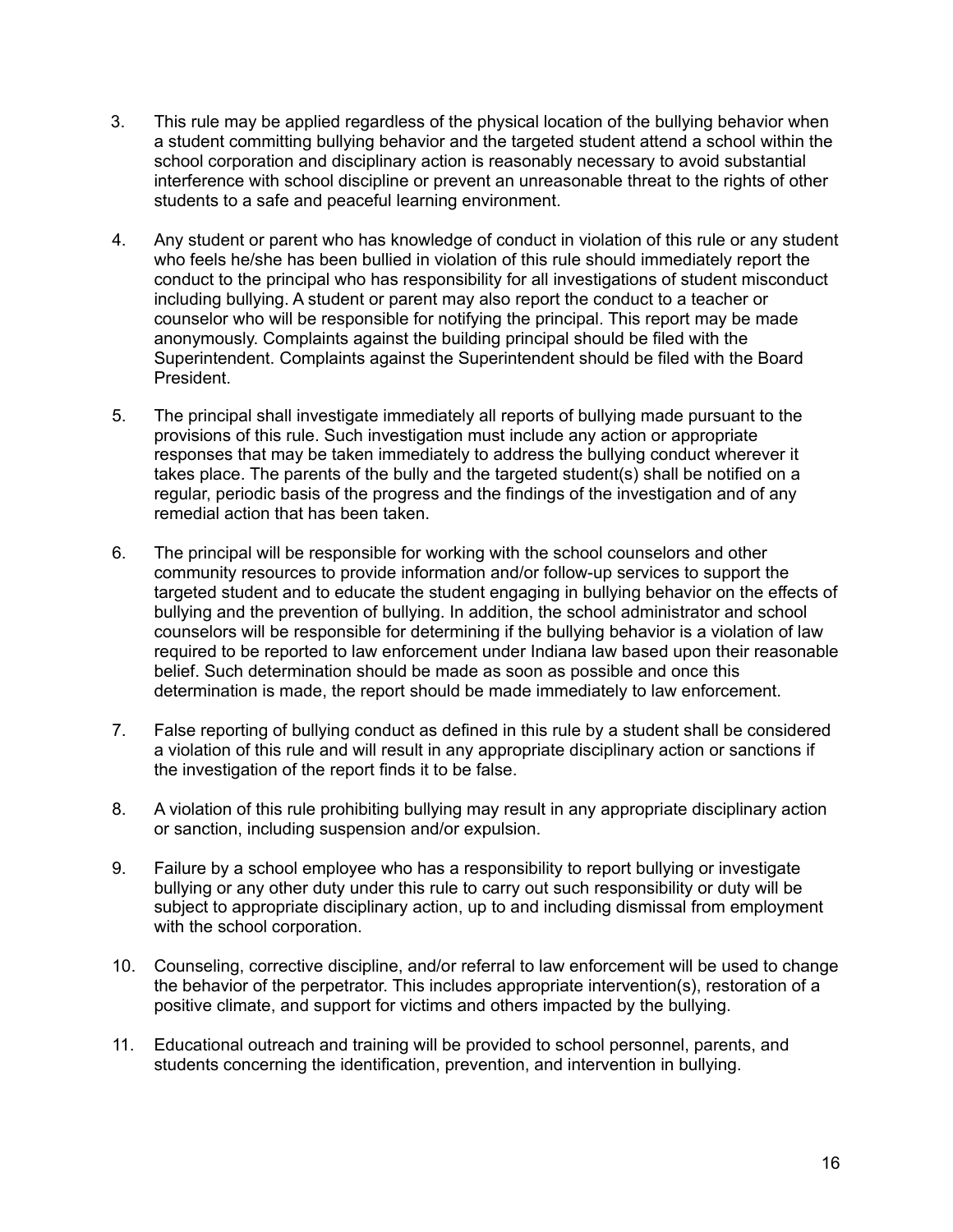3. This rule may be applied regardless of the physical location of the bullying behavior when a student committing bullying behavior and the targeted student attend a school within the school corporation and disciplinary action is reasonably necessary to avoid substantial interference with school discipline or prevent an unreasonable threat to the rights of other students to a safe and peaceful learning environment.

4. Any student or parent who has knowledge of conduct in violation of this rule or any student who feels he/she has been bullied in violation of this rule should immediately report the conduct to the principal who has responsibility for all investigations of student misconduct including bullying. A student or parent may also report the conduct to a teacher or counselor who will be responsible for notifying the principal. This report may be made anonymously. Complaints against the building principal should be filed with the Superintendent. Complaints against the Superintendent should be filed with the Board President.

5. The principal shall investigate immediately all reports of bullying made pursuant to the provisions of this rule. Such investigation must include any action or appropriate responses that may be taken immediately to address the bullying conduct wherever it takes place. The parents of the bully and the targeted student(s) shall be notified on a regular, periodic basis of the progress and the findings of the investigation and of any remedial action that has been taken.

6. The principal will be responsible for working with the school counselors and other community resources to provide information and/or follow-up services to support the targeted student and to educate the student engaging in bullying behavior on the effects of bullying and the prevention of bullying. In addition, the school administrator and school counselors will be responsible for determining if the bullying behavior is a violation of law required to be reported to law enforcement under Indiana law based upon their reasonable belief. Such determination should be made as soon as possible and once this determination is made, the report should be made immediately to law enforcement.

7. False reporting of bullying conduct as defined in this rule by a student shall be considered a violation of this rule and will result in any appropriate disciplinary action or sanctions if the investigation of the report finds it to be false.

8. A violation of this rule prohibiting bullying may result in any appropriate disciplinary action or sanction, including suspension and/or expulsion.

9. Failure by a school employee who has a responsibility to report bullying or investigate bullying or any other duty under this rule to carry out such responsibility or duty will be subject to appropriate disciplinary action, up to and including dismissal from employment with the school corporation.

10. Counseling, corrective discipline, and/or referral to law enforcement will be used to change the behavior of the perpetrator. This includes appropriate intervention(s), restoration of a positive climate, and support for victims and others impacted by the bullying.

11. Educational outreach and training will be provided to school personnel, parents, and students concerning the identification, prevention, and intervention in bullying.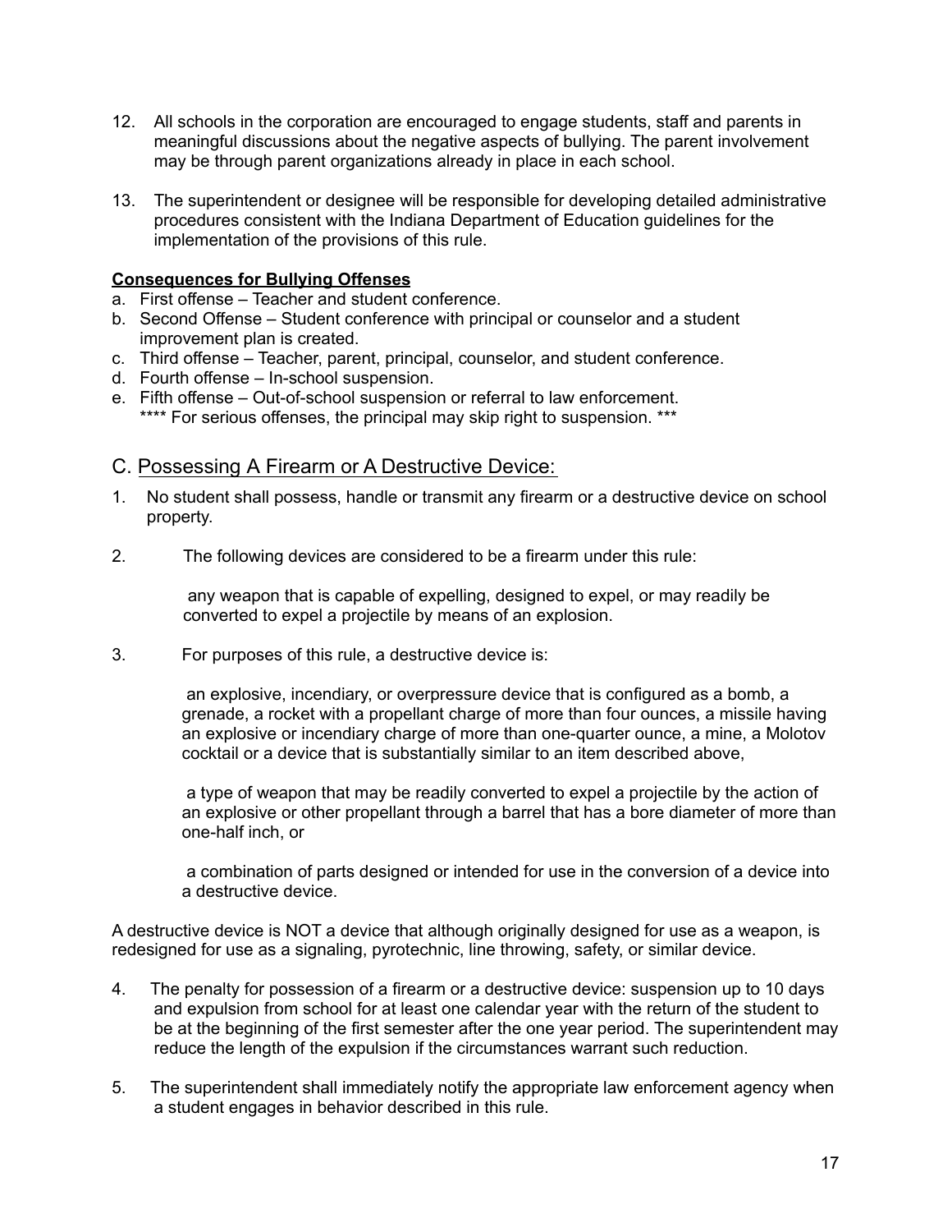12. All schools in the corporation are encouraged to engage students, staff and parents in meaningful discussions about the negative aspects of bullying. The parent involvement may be through parent organizations already in place in each school.

13. The superintendent or designee will be responsible for developing detailed administrative procedures consistent with the Indiana Department of Education guidelines for the implementation of the provisions of this rule.

**Consequences for Bullying Offenses**

a. First offense – Teacher and student conference.
b. Second Offense – Student conference with principal or counselor and a student improvement plan is created.
c. Third offense – Teacher, parent, principal, counselor, and student conference.
d. Fourth offense – In-school suspension.
e. Fifth offense – Out-of-school suspension or referral to law enforcement.
**** For serious offenses, the principal may skip right to suspension. ***

## C. Possessing A Firearm or A Destructive Device:

1. No student shall possess, handle or transmit any firearm or a destructive device on school property.

2. The following devices are considered to be a firearm under this rule:

   any weapon that is capable of expelling, designed to expel, or may readily be converted to expel a projectile by means of an explosion.

3. For purposes of this rule, a destructive device is:

   an explosive, incendiary, or overpressure device that is configured as a bomb, a grenade, a rocket with a propellant charge of more than four ounces, a missile having an explosive or incendiary charge of more than one-quarter ounce, a mine, a Molotov cocktail or a device that is substantially similar to an item described above,

   a type of weapon that may be readily converted to expel a projectile by the action of an explosive or other propellant through a barrel that has a bore diameter of more than one-half inch, or

   a combination of parts designed or intended for use in the conversion of a device into a destructive device.

A destructive device is NOT a device that although originally designed for use as a weapon, is redesigned for use as a signaling, pyrotechnic, line throwing, safety, or similar device.

4. The penalty for possession of a firearm or a destructive device: suspension up to 10 days and expulsion from school for at least one calendar year with the return of the student to be at the beginning of the first semester after the one year period. The superintendent may reduce the length of the expulsion if the circumstances warrant such reduction.

5. The superintendent shall immediately notify the appropriate law enforcement agency when a student engages in behavior described in this rule.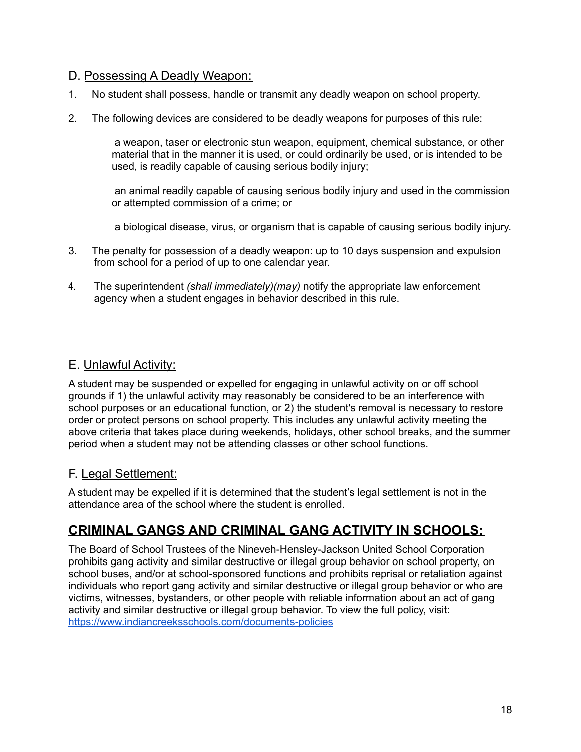### D. Possessing A Deadly Weapon:

1. No student shall possess, handle or transmit any deadly weapon on school property.

2. The following devices are considered to be deadly weapons for purposes of this rule:

   a weapon, taser or electronic stun weapon, equipment, chemical substance, or other material that in the manner it is used, or could ordinarily be used, or is intended to be used, is readily capable of causing serious bodily injury;

   an animal readily capable of causing serious bodily injury and used in the commission or attempted commission of a crime; or

   a biological disease, virus, or organism that is capable of causing serious bodily injury.

3. The penalty for possession of a deadly weapon: up to 10 days suspension and expulsion from school for a period of up to one calendar year.

4. The superintendent *(shall immediately)(may)* notify the appropriate law enforcement agency when a student engages in behavior described in this rule.

### E. Unlawful Activity:

A student may be suspended or expelled for engaging in unlawful activity on or off school grounds if 1) the unlawful activity may reasonably be considered to be an interference with school purposes or an educational function, or 2) the student's removal is necessary to restore order or protect persons on school property. This includes any unlawful activity meeting the above criteria that takes place during weekends, holidays, other school breaks, and the summer period when a student may not be attending classes or other school functions.

### F. Legal Settlement:

A student may be expelled if it is determined that the student's legal settlement is not in the attendance area of the school where the student is enrolled.

## CRIMINAL GANGS AND CRIMINAL GANG ACTIVITY IN SCHOOLS:

The Board of School Trustees of the Nineveh-Hensley-Jackson United School Corporation prohibits gang activity and similar destructive or illegal group behavior on school property, on school buses, and/or at school-sponsored functions and prohibits reprisal or retaliation against individuals who report gang activity and similar destructive or illegal group behavior or who are victims, witnesses, bystanders, or other people with reliable information about an act of gang activity and similar destructive or illegal group behavior. To view the full policy, visit: https://www.indiancreeksschools.com/documents-policies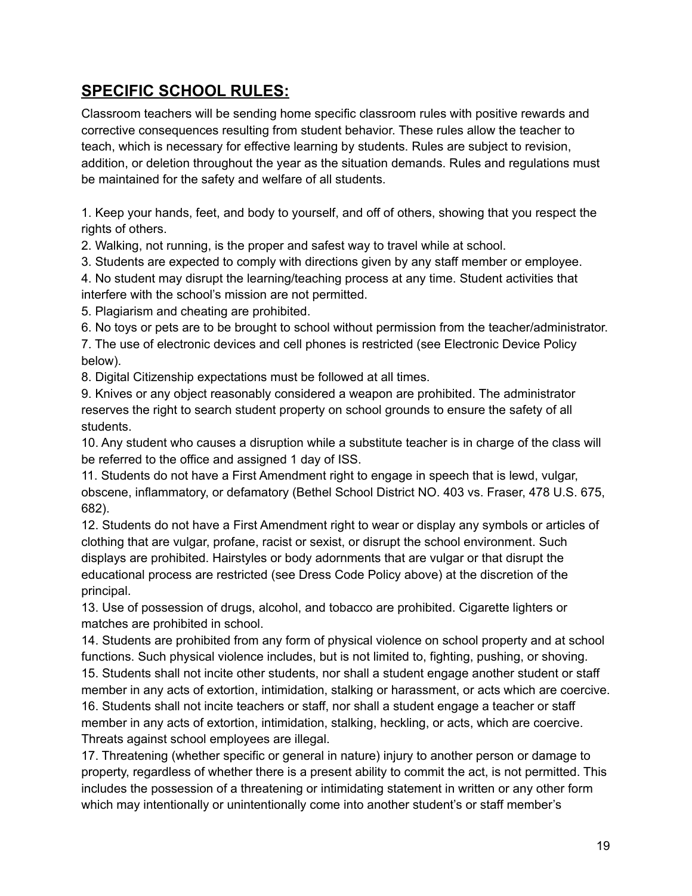## **SPECIFIC SCHOOL RULES:**

Classroom teachers will be sending home specific classroom rules with positive rewards and corrective consequences resulting from student behavior. These rules allow the teacher to teach, which is necessary for effective learning by students. Rules are subject to revision, addition, or deletion throughout the year as the situation demands. Rules and regulations must be maintained for the safety and welfare of all students.

1. Keep your hands, feet, and body to yourself, and off of others, showing that you respect the rights of others.
2. Walking, not running, is the proper and safest way to travel while at school.
3. Students are expected to comply with directions given by any staff member or employee.
4. No student may disrupt the learning/teaching process at any time. Student activities that interfere with the school's mission are not permitted.
5. Plagiarism and cheating are prohibited.
6. No toys or pets are to be brought to school without permission from the teacher/administrator.
7. The use of electronic devices and cell phones is restricted (see Electronic Device Policy below).
8. Digital Citizenship expectations must be followed at all times.
9. Knives or any object reasonably considered a weapon are prohibited. The administrator reserves the right to search student property on school grounds to ensure the safety of all students.
10. Any student who causes a disruption while a substitute teacher is in charge of the class will be referred to the office and assigned 1 day of ISS.
11. Students do not have a First Amendment right to engage in speech that is lewd, vulgar, obscene, inflammatory, or defamatory (Bethel School District NO. 403 vs. Fraser, 478 U.S. 675, 682).
12. Students do not have a First Amendment right to wear or display any symbols or articles of clothing that are vulgar, profane, racist or sexist, or disrupt the school environment. Such displays are prohibited. Hairstyles or body adornments that are vulgar or that disrupt the educational process are restricted (see Dress Code Policy above) at the discretion of the principal.
13. Use of possession of drugs, alcohol, and tobacco are prohibited. Cigarette lighters or matches are prohibited in school.
14. Students are prohibited from any form of physical violence on school property and at school functions. Such physical violence includes, but is not limited to, fighting, pushing, or shoving.
15. Students shall not incite other students, nor shall a student engage another student or staff member in any acts of extortion, intimidation, stalking or harassment, or acts which are coercive.
16. Students shall not incite teachers or staff, nor shall a student engage a teacher or staff member in any acts of extortion, intimidation, stalking, heckling, or acts, which are coercive. Threats against school employees are illegal.
17. Threatening (whether specific or general in nature) injury to another person or damage to property, regardless of whether there is a present ability to commit the act, is not permitted. This includes the possession of a threatening or intimidating statement in written or any other form which may intentionally or unintentionally come into another student's or staff member's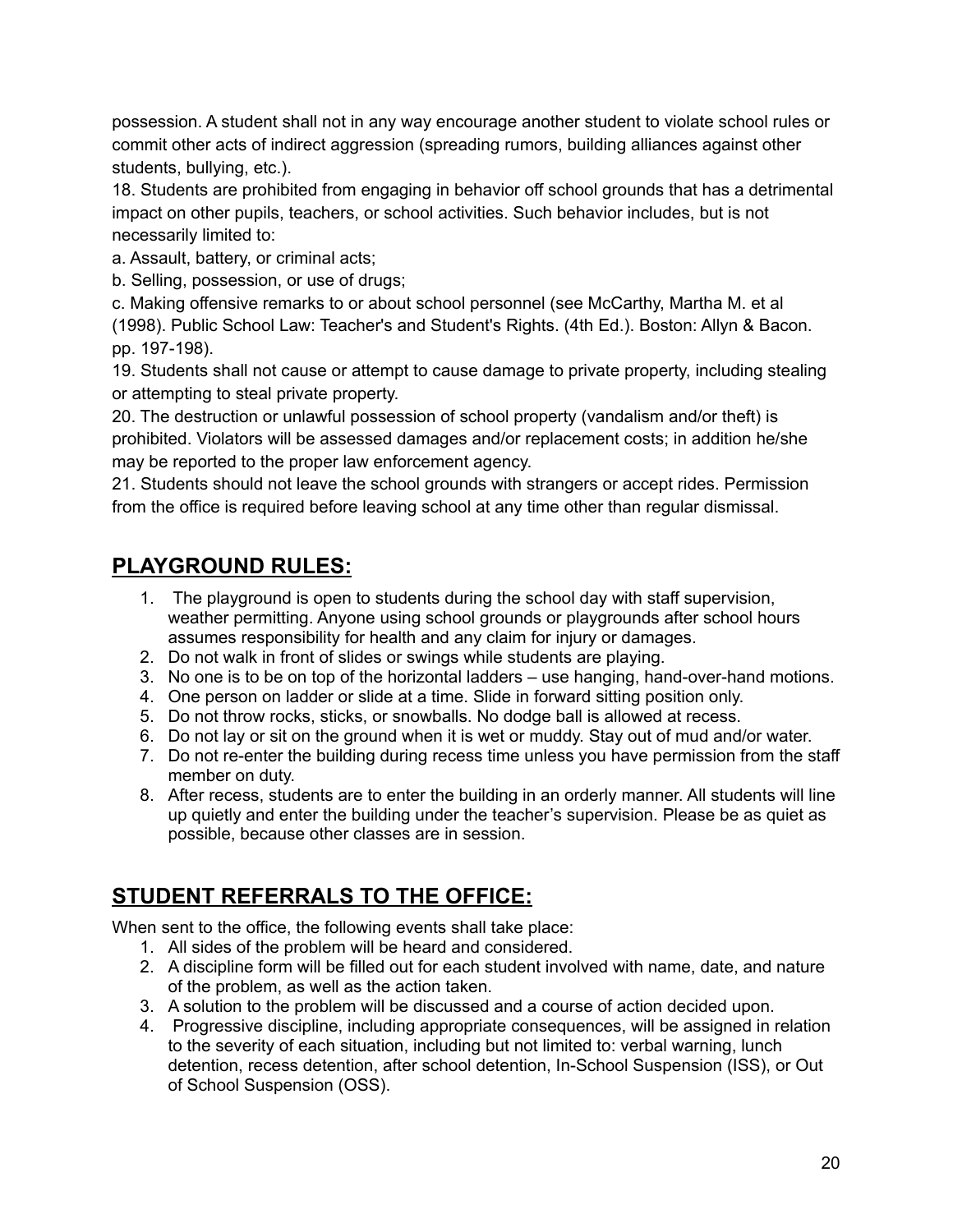possession. A student shall not in any way encourage another student to violate school rules or commit other acts of indirect aggression (spreading rumors, building alliances against other students, bullying, etc.).

18. Students are prohibited from engaging in behavior off school grounds that has a detrimental impact on other pupils, teachers, or school activities. Such behavior includes, but is not necessarily limited to:

a. Assault, battery, or criminal acts;

b. Selling, possession, or use of drugs;

c. Making offensive remarks to or about school personnel (see McCarthy, Martha M. et al (1998). Public School Law: Teacher's and Student's Rights. (4th Ed.). Boston: Allyn & Bacon. pp. 197-198).

19. Students shall not cause or attempt to cause damage to private property, including stealing or attempting to steal private property.

20. The destruction or unlawful possession of school property (vandalism and/or theft) is prohibited. Violators will be assessed damages and/or replacement costs; in addition he/she may be reported to the proper law enforcement agency.

21. Students should not leave the school grounds with strangers or accept rides. Permission from the office is required before leaving school at any time other than regular dismissal.

## PLAYGROUND RULES:

1. The playground is open to students during the school day with staff supervision, weather permitting. Anyone using school grounds or playgrounds after school hours assumes responsibility for health and any claim for injury or damages.
2. Do not walk in front of slides or swings while students are playing.
3. No one is to be on top of the horizontal ladders – use hanging, hand-over-hand motions.
4. One person on ladder or slide at a time. Slide in forward sitting position only.
5. Do not throw rocks, sticks, or snowballs. No dodge ball is allowed at recess.
6. Do not lay or sit on the ground when it is wet or muddy. Stay out of mud and/or water.
7. Do not re-enter the building during recess time unless you have permission from the staff member on duty.
8. After recess, students are to enter the building in an orderly manner. All students will line up quietly and enter the building under the teacher's supervision. Please be as quiet as possible, because other classes are in session.

## STUDENT REFERRALS TO THE OFFICE:

When sent to the office, the following events shall take place:

1. All sides of the problem will be heard and considered.
2. A discipline form will be filled out for each student involved with name, date, and nature of the problem, as well as the action taken.
3. A solution to the problem will be discussed and a course of action decided upon.
4. Progressive discipline, including appropriate consequences, will be assigned in relation to the severity of each situation, including but not limited to: verbal warning, lunch detention, recess detention, after school detention, In-School Suspension (ISS), or Out of School Suspension (OSS).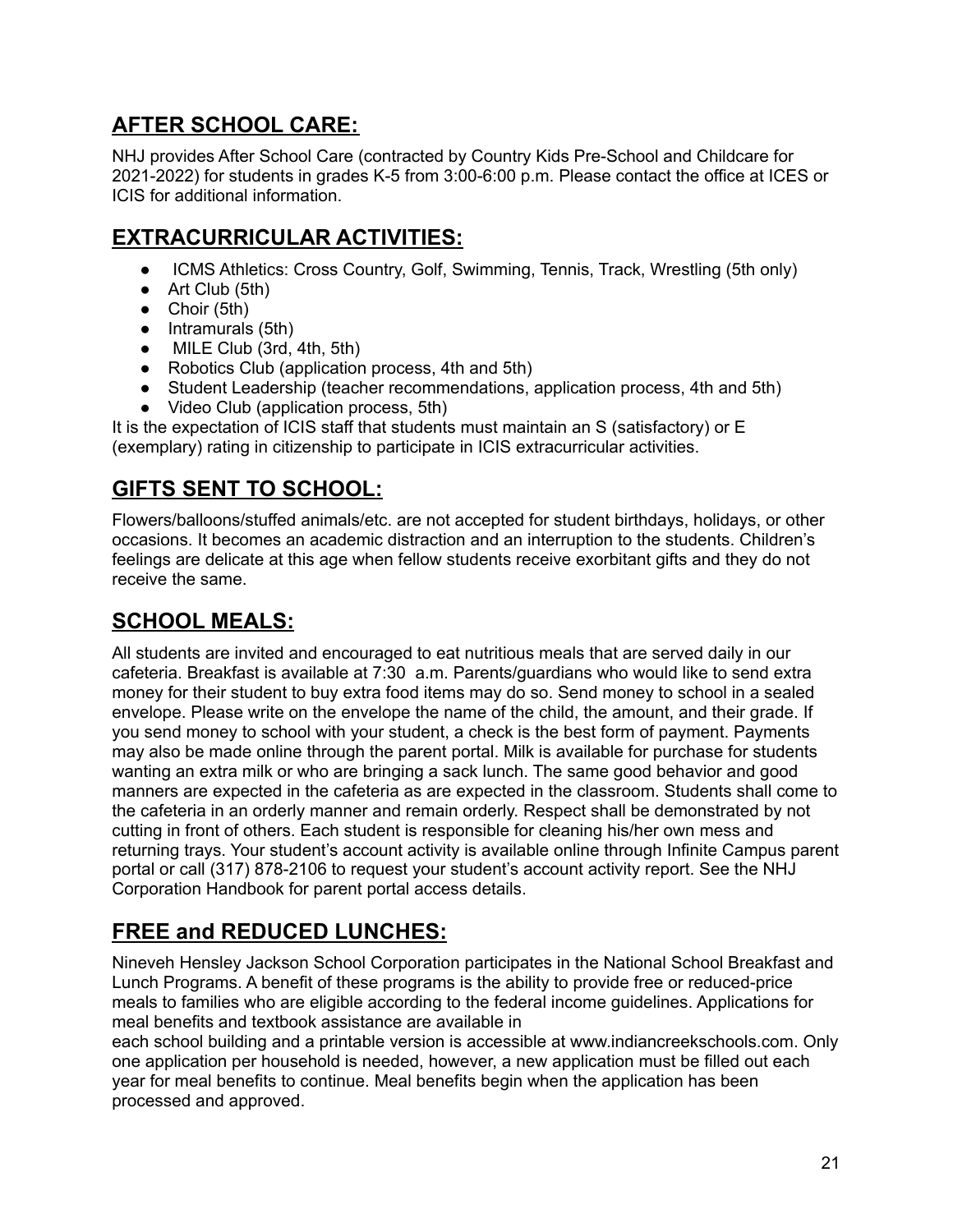## AFTER SCHOOL CARE:

NHJ provides After School Care (contracted by Country Kids Pre-School and Childcare for 2021-2022) for students in grades K-5 from 3:00-6:00 p.m. Please contact the office at ICES or ICIS for additional information.

## EXTRACURRICULAR ACTIVITIES:

- ICMS Athletics: Cross Country, Golf, Swimming, Tennis, Track, Wrestling (5th only)
- Art Club (5th)
- Choir (5th)
- Intramurals (5th)
- MILE Club (3rd, 4th, 5th)
- Robotics Club (application process, 4th and 5th)
- Student Leadership (teacher recommendations, application process, 4th and 5th)
- Video Club (application process, 5th)

It is the expectation of ICIS staff that students must maintain an S (satisfactory) or E (exemplary) rating in citizenship to participate in ICIS extracurricular activities.

## GIFTS SENT TO SCHOOL:

Flowers/balloons/stuffed animals/etc. are not accepted for student birthdays, holidays, or other occasions. It becomes an academic distraction and an interruption to the students. Children's feelings are delicate at this age when fellow students receive exorbitant gifts and they do not receive the same.

## SCHOOL MEALS:

All students are invited and encouraged to eat nutritious meals that are served daily in our cafeteria. Breakfast is available at 7:30 a.m. Parents/guardians who would like to send extra money for their student to buy extra food items may do so. Send money to school in a sealed envelope. Please write on the envelope the name of the child, the amount, and their grade. If you send money to school with your student, a check is the best form of payment. Payments may also be made online through the parent portal. Milk is available for purchase for students wanting an extra milk or who are bringing a sack lunch. The same good behavior and good manners are expected in the cafeteria as are expected in the classroom. Students shall come to the cafeteria in an orderly manner and remain orderly. Respect shall be demonstrated by not cutting in front of others. Each student is responsible for cleaning his/her own mess and returning trays. Your student's account activity is available online through Infinite Campus parent portal or call (317) 878-2106 to request your student's account activity report. See the NHJ Corporation Handbook for parent portal access details.

## FREE and REDUCED LUNCHES:

Nineveh Hensley Jackson School Corporation participates in the National School Breakfast and Lunch Programs. A benefit of these programs is the ability to provide free or reduced-price meals to families who are eligible according to the federal income guidelines. Applications for meal benefits and textbook assistance are available in each school building and a printable version is accessible at www.indiancreekschools.com. Only one application per household is needed, however, a new application must be filled out each year for meal benefits to continue. Meal benefits begin when the application has been processed and approved.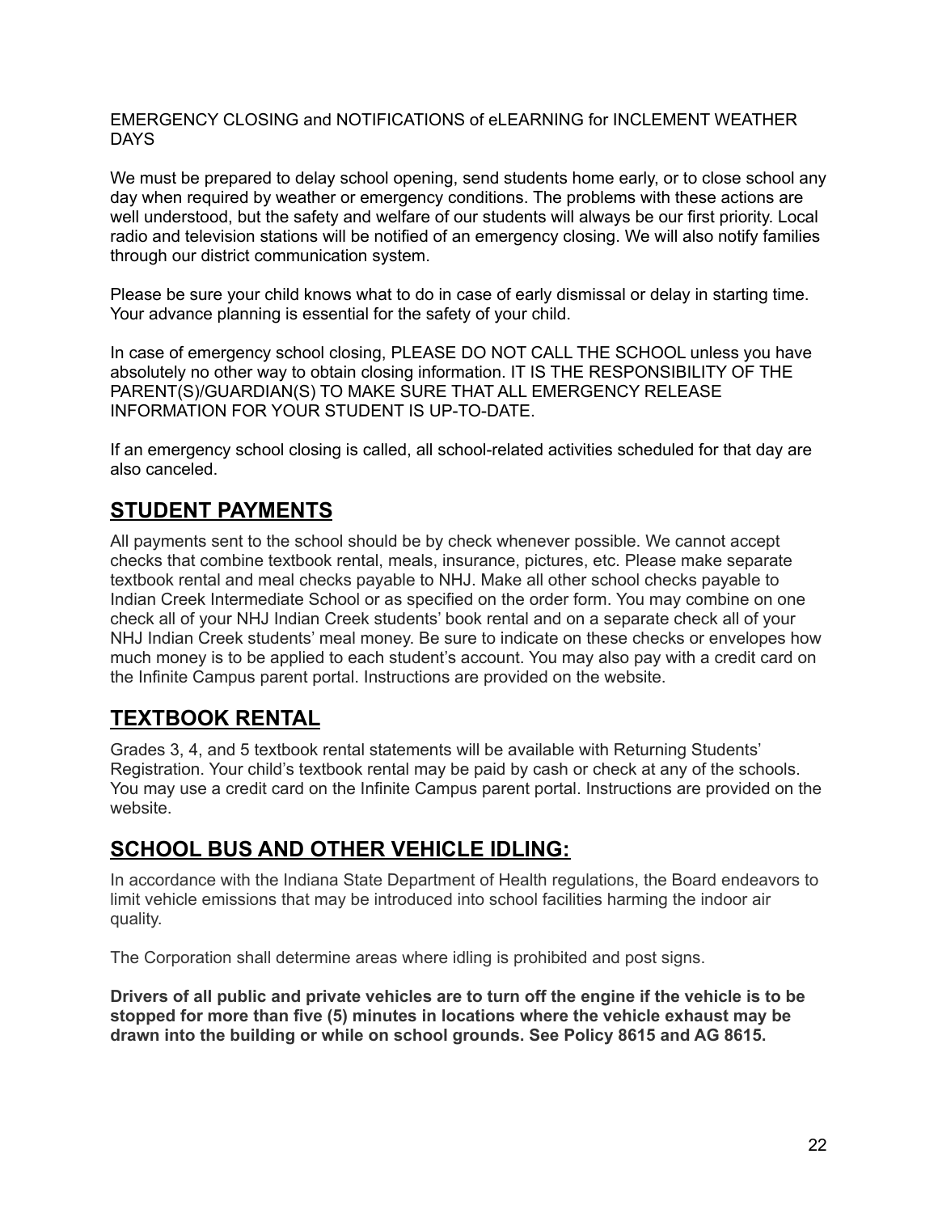EMERGENCY CLOSING and NOTIFICATIONS of eLEARNING for INCLEMENT WEATHER DAYS

We must be prepared to delay school opening, send students home early, or to close school any day when required by weather or emergency conditions. The problems with these actions are well understood, but the safety and welfare of our students will always be our first priority. Local radio and television stations will be notified of an emergency closing. We will also notify families through our district communication system.

Please be sure your child knows what to do in case of early dismissal or delay in starting time. Your advance planning is essential for the safety of your child.

In case of emergency school closing, PLEASE DO NOT CALL THE SCHOOL unless you have absolutely no other way to obtain closing information. IT IS THE RESPONSIBILITY OF THE PARENT(S)/GUARDIAN(S) TO MAKE SURE THAT ALL EMERGENCY RELEASE INFORMATION FOR YOUR STUDENT IS UP-TO-DATE.

If an emergency school closing is called, all school-related activities scheduled for that day are also canceled.

## STUDENT PAYMENTS

All payments sent to the school should be by check whenever possible. We cannot accept checks that combine textbook rental, meals, insurance, pictures, etc. Please make separate textbook rental and meal checks payable to NHJ. Make all other school checks payable to Indian Creek Intermediate School or as specified on the order form. You may combine on one check all of your NHJ Indian Creek students' book rental and on a separate check all of your NHJ Indian Creek students' meal money. Be sure to indicate on these checks or envelopes how much money is to be applied to each student's account. You may also pay with a credit card on the Infinite Campus parent portal. Instructions are provided on the website.

## TEXTBOOK RENTAL

Grades 3, 4, and 5 textbook rental statements will be available with Returning Students' Registration. Your child's textbook rental may be paid by cash or check at any of the schools. You may use a credit card on the Infinite Campus parent portal. Instructions are provided on the website.

## SCHOOL BUS AND OTHER VEHICLE IDLING:

In accordance with the Indiana State Department of Health regulations, the Board endeavors to limit vehicle emissions that may be introduced into school facilities harming the indoor air quality.

The Corporation shall determine areas where idling is prohibited and post signs.

**Drivers of all public and private vehicles are to turn off the engine if the vehicle is to be stopped for more than five (5) minutes in locations where the vehicle exhaust may be drawn into the building or while on school grounds. See Policy 8615 and AG 8615.**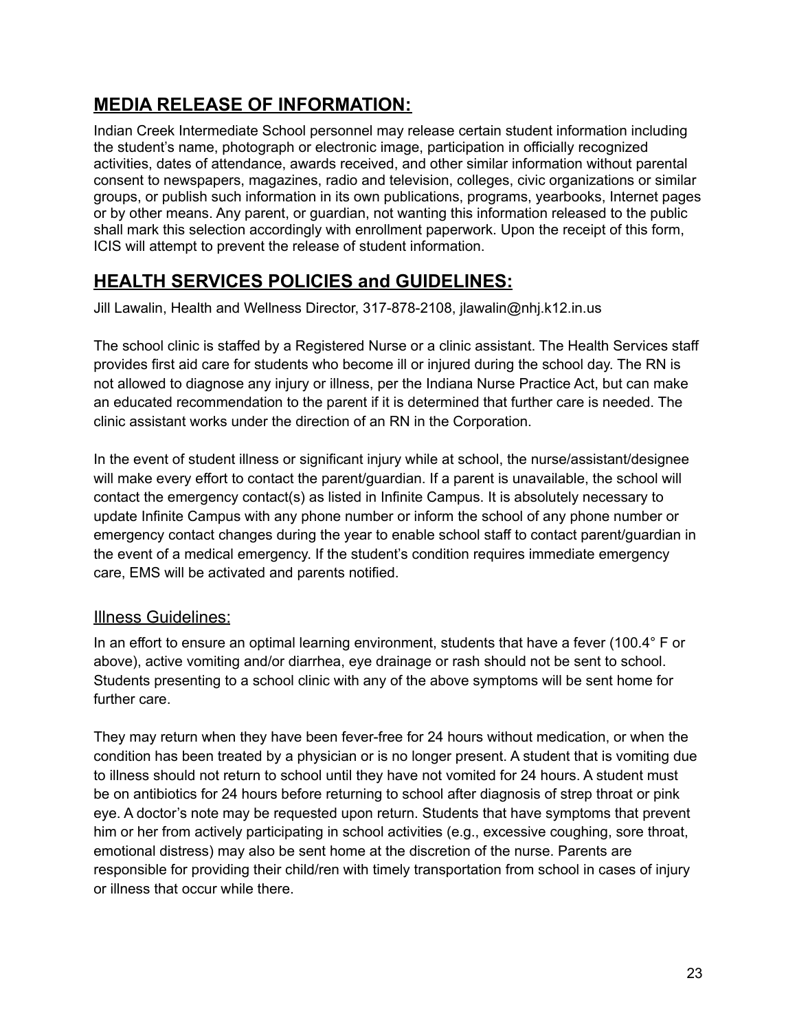## **MEDIA RELEASE OF INFORMATION:**

Indian Creek Intermediate School personnel may release certain student information including the student's name, photograph or electronic image, participation in officially recognized activities, dates of attendance, awards received, and other similar information without parental consent to newspapers, magazines, radio and television, colleges, civic organizations or similar groups, or publish such information in its own publications, programs, yearbooks, Internet pages or by other means. Any parent, or guardian, not wanting this information released to the public shall mark this selection accordingly with enrollment paperwork. Upon the receipt of this form, ICIS will attempt to prevent the release of student information.

## **HEALTH SERVICES POLICIES and GUIDELINES:**

Jill Lawalin, Health and Wellness Director, 317-878-2108, jlawalin@nhj.k12.in.us

The school clinic is staffed by a Registered Nurse or a clinic assistant. The Health Services staff provides first aid care for students who become ill or injured during the school day. The RN is not allowed to diagnose any injury or illness, per the Indiana Nurse Practice Act, but can make an educated recommendation to the parent if it is determined that further care is needed. The clinic assistant works under the direction of an RN in the Corporation.

In the event of student illness or significant injury while at school, the nurse/assistant/designee will make every effort to contact the parent/guardian. If a parent is unavailable, the school will contact the emergency contact(s) as listed in Infinite Campus. It is absolutely necessary to update Infinite Campus with any phone number or inform the school of any phone number or emergency contact changes during the year to enable school staff to contact parent/guardian in the event of a medical emergency. If the student's condition requires immediate emergency care, EMS will be activated and parents notified.

### Illness Guidelines:

In an effort to ensure an optimal learning environment, students that have a fever (100.4° F or above), active vomiting and/or diarrhea, eye drainage or rash should not be sent to school. Students presenting to a school clinic with any of the above symptoms will be sent home for further care.

They may return when they have been fever-free for 24 hours without medication, or when the condition has been treated by a physician or is no longer present. A student that is vomiting due to illness should not return to school until they have not vomited for 24 hours. A student must be on antibiotics for 24 hours before returning to school after diagnosis of strep throat or pink eye. A doctor's note may be requested upon return. Students that have symptoms that prevent him or her from actively participating in school activities (e.g., excessive coughing, sore throat, emotional distress) may also be sent home at the discretion of the nurse. Parents are responsible for providing their child/ren with timely transportation from school in cases of injury or illness that occur while there.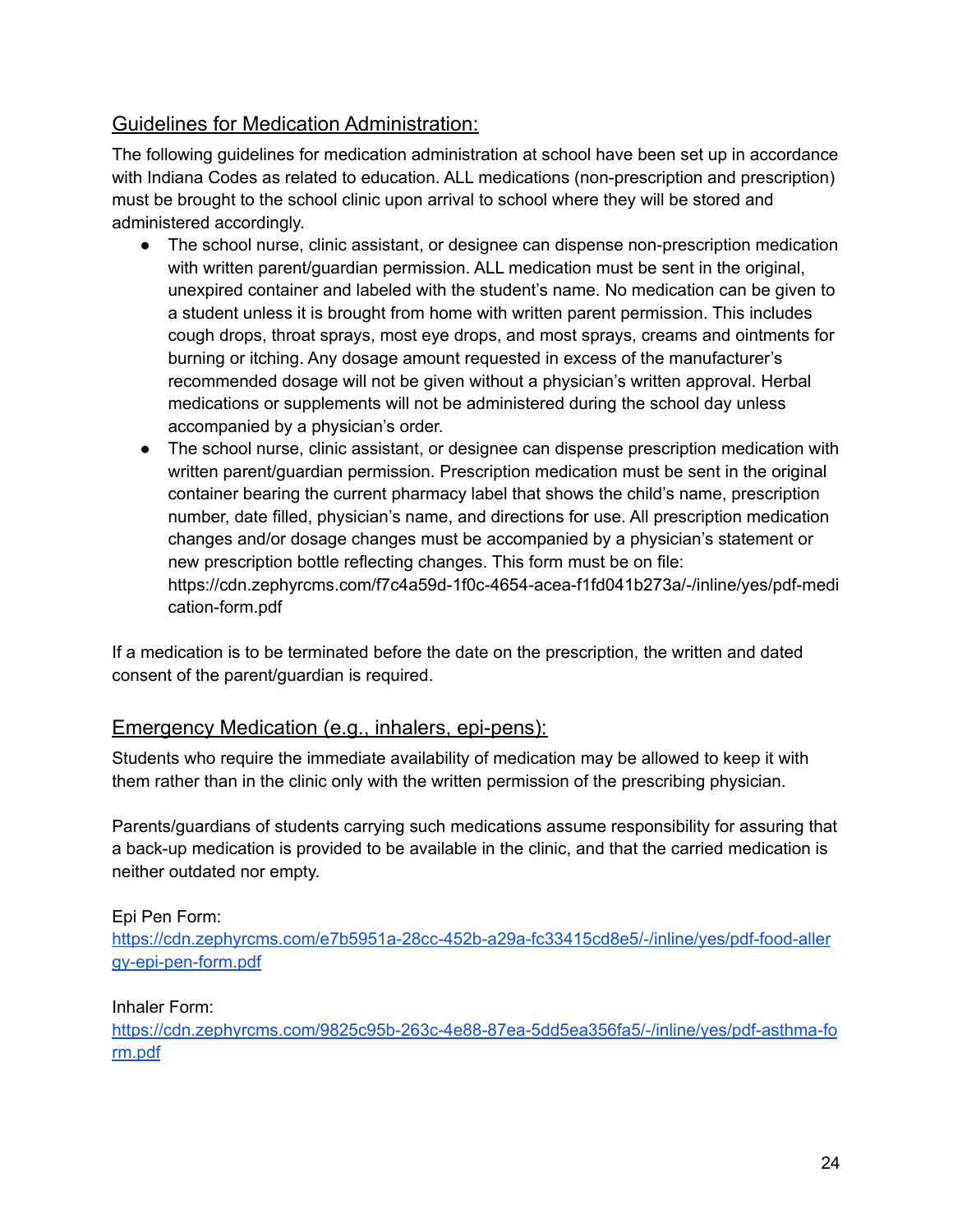## Guidelines for Medication Administration:

The following guidelines for medication administration at school have been set up in accordance with Indiana Codes as related to education. ALL medications (non-prescription and prescription) must be brought to the school clinic upon arrival to school where they will be stored and administered accordingly.

- The school nurse, clinic assistant, or designee can dispense non-prescription medication with written parent/guardian permission. ALL medication must be sent in the original, unexpired container and labeled with the student's name. No medication can be given to a student unless it is brought from home with written parent permission. This includes cough drops, throat sprays, most eye drops, and most sprays, creams and ointments for burning or itching. Any dosage amount requested in excess of the manufacturer's recommended dosage will not be given without a physician's written approval. Herbal medications or supplements will not be administered during the school day unless accompanied by a physician's order.
- The school nurse, clinic assistant, or designee can dispense prescription medication with written parent/guardian permission. Prescription medication must be sent in the original container bearing the current pharmacy label that shows the child's name, prescription number, date filled, physician's name, and directions for use. All prescription medication changes and/or dosage changes must be accompanied by a physician's statement or new prescription bottle reflecting changes. This form must be on file: https://cdn.zephyrcms.com/f7c4a59d-1f0c-4654-acea-f1fd041b273a/-/inline/yes/pdf-medication-form.pdf

If a medication is to be terminated before the date on the prescription, the written and dated consent of the parent/guardian is required.

## Emergency Medication (e.g., inhalers, epi-pens):

Students who require the immediate availability of medication may be allowed to keep it with them rather than in the clinic only with the written permission of the prescribing physician.

Parents/guardians of students carrying such medications assume responsibility for assuring that a back-up medication is provided to be available in the clinic, and that the carried medication is neither outdated nor empty.

Epi Pen Form:
https://cdn.zephyrcms.com/e7b5951a-28cc-452b-a29a-fc33415cd8e5/-/inline/yes/pdf-food-allergy-epi-pen-form.pdf

Inhaler Form:
https://cdn.zephyrcms.com/9825c95b-263c-4e88-87ea-5dd5ea356fa5/-/inline/yes/pdf-asthma-form.pdf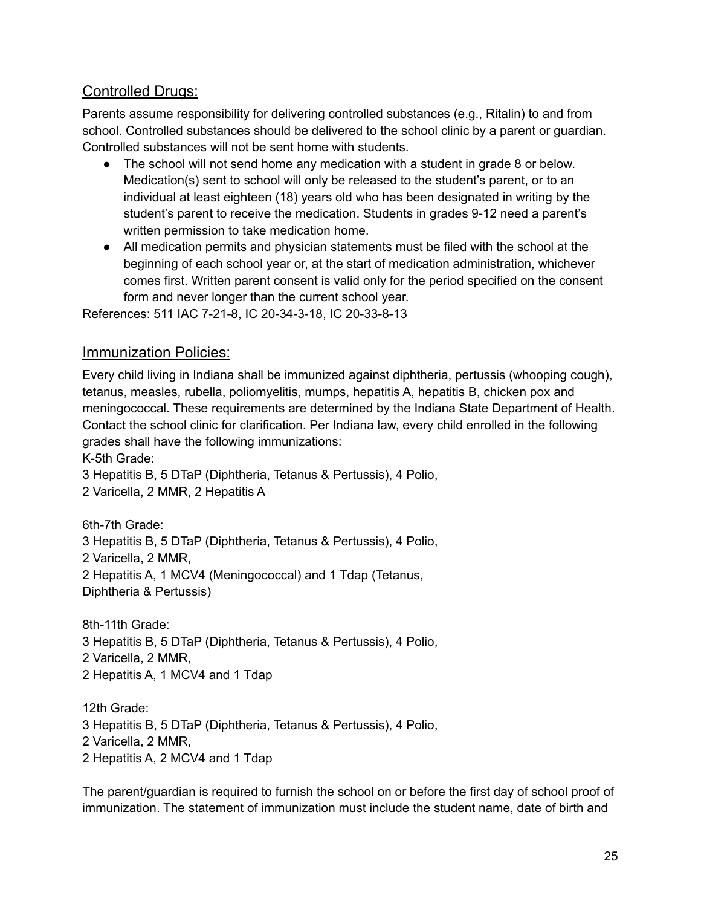## Controlled Drugs:

Parents assume responsibility for delivering controlled substances (e.g., Ritalin) to and from school. Controlled substances should be delivered to the school clinic by a parent or guardian. Controlled substances will not be sent home with students.

- The school will not send home any medication with a student in grade 8 or below. Medication(s) sent to school will only be released to the student's parent, or to an individual at least eighteen (18) years old who has been designated in writing by the student's parent to receive the medication. Students in grades 9-12 need a parent's written permission to take medication home.
- All medication permits and physician statements must be filed with the school at the beginning of each school year or, at the start of medication administration, whichever comes first. Written parent consent is valid only for the period specified on the consent form and never longer than the current school year.

References: 511 IAC 7-21-8, IC 20-34-3-18, IC 20-33-8-13

## Immunization Policies:

Every child living in Indiana shall be immunized against diphtheria, pertussis (whooping cough), tetanus, measles, rubella, poliomyelitis, mumps, hepatitis A, hepatitis B, chicken pox and meningococcal. These requirements are determined by the Indiana State Department of Health. Contact the school clinic for clarification. Per Indiana law, every child enrolled in the following grades shall have the following immunizations:

K-5th Grade:
3 Hepatitis B, 5 DTaP (Diphtheria, Tetanus & Pertussis), 4 Polio,
2 Varicella, 2 MMR, 2 Hepatitis A

6th-7th Grade:
3 Hepatitis B, 5 DTaP (Diphtheria, Tetanus & Pertussis), 4 Polio,
2 Varicella, 2 MMR,
2 Hepatitis A, 1 MCV4 (Meningococcal) and 1 Tdap (Tetanus, Diphtheria & Pertussis)

8th-11th Grade:
3 Hepatitis B, 5 DTaP (Diphtheria, Tetanus & Pertussis), 4 Polio,
2 Varicella, 2 MMR,
2 Hepatitis A, 1 MCV4 and 1 Tdap

12th Grade:
3 Hepatitis B, 5 DTaP (Diphtheria, Tetanus & Pertussis), 4 Polio,
2 Varicella, 2 MMR,
2 Hepatitis A, 2 MCV4 and 1 Tdap

The parent/guardian is required to furnish the school on or before the first day of school proof of immunization. The statement of immunization must include the student name, date of birth and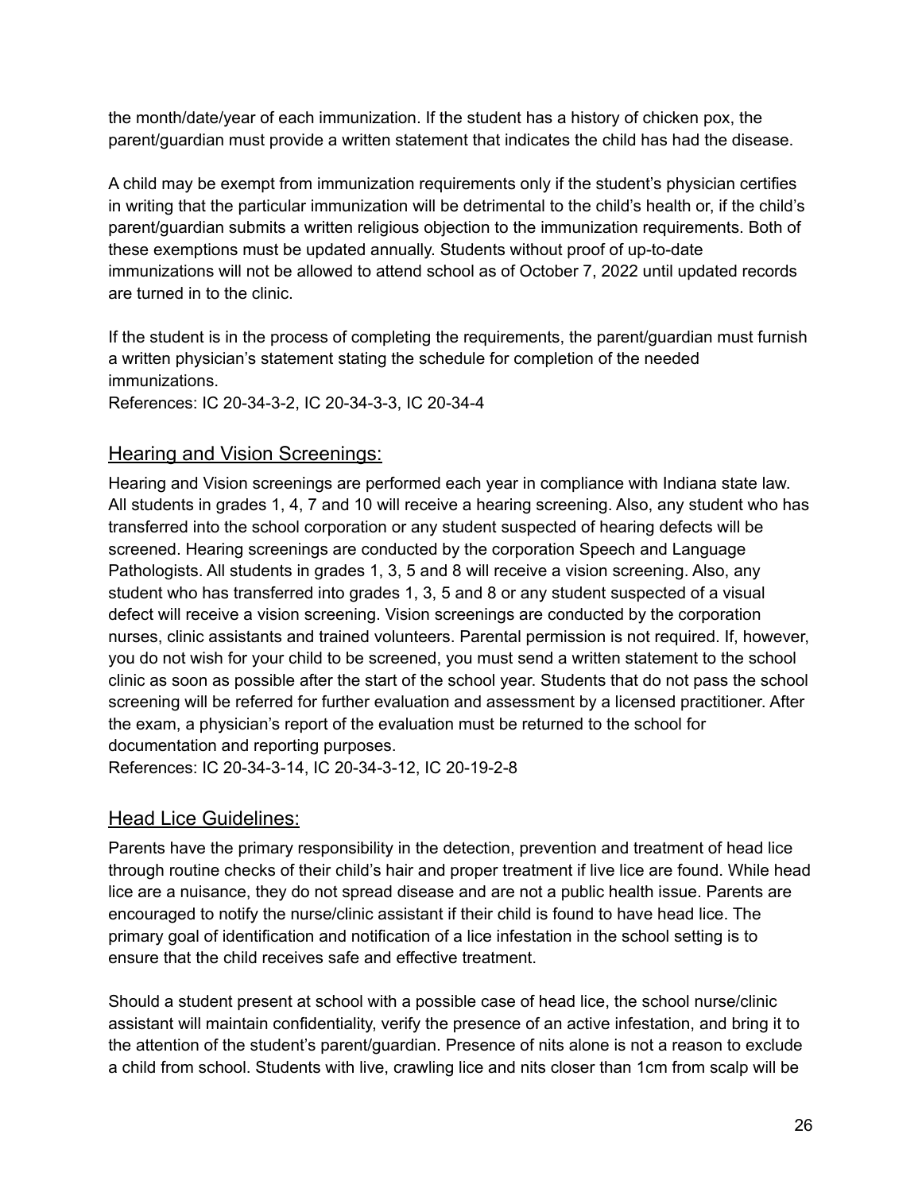the month/date/year of each immunization. If the student has a history of chicken pox, the parent/guardian must provide a written statement that indicates the child has had the disease.

A child may be exempt from immunization requirements only if the student's physician certifies in writing that the particular immunization will be detrimental to the child's health or, if the child's parent/guardian submits a written religious objection to the immunization requirements. Both of these exemptions must be updated annually. Students without proof of up-to-date immunizations will not be allowed to attend school as of October 7, 2022 until updated records are turned in to the clinic.

If the student is in the process of completing the requirements, the parent/guardian must furnish a written physician's statement stating the schedule for completion of the needed immunizations.
References: IC 20-34-3-2, IC 20-34-3-3, IC 20-34-4

## Hearing and Vision Screenings:

Hearing and Vision screenings are performed each year in compliance with Indiana state law. All students in grades 1, 4, 7 and 10 will receive a hearing screening. Also, any student who has transferred into the school corporation or any student suspected of hearing defects will be screened. Hearing screenings are conducted by the corporation Speech and Language Pathologists. All students in grades 1, 3, 5 and 8 will receive a vision screening. Also, any student who has transferred into grades 1, 3, 5 and 8 or any student suspected of a visual defect will receive a vision screening. Vision screenings are conducted by the corporation nurses, clinic assistants and trained volunteers. Parental permission is not required. If, however, you do not wish for your child to be screened, you must send a written statement to the school clinic as soon as possible after the start of the school year. Students that do not pass the school screening will be referred for further evaluation and assessment by a licensed practitioner. After the exam, a physician's report of the evaluation must be returned to the school for documentation and reporting purposes.
References: IC 20-34-3-14, IC 20-34-3-12, IC 20-19-2-8

## Head Lice Guidelines:

Parents have the primary responsibility in the detection, prevention and treatment of head lice through routine checks of their child's hair and proper treatment if live lice are found. While head lice are a nuisance, they do not spread disease and are not a public health issue. Parents are encouraged to notify the nurse/clinic assistant if their child is found to have head lice. The primary goal of identification and notification of a lice infestation in the school setting is to ensure that the child receives safe and effective treatment.

Should a student present at school with a possible case of head lice, the school nurse/clinic assistant will maintain confidentiality, verify the presence of an active infestation, and bring it to the attention of the student's parent/guardian. Presence of nits alone is not a reason to exclude a child from school. Students with live, crawling lice and nits closer than 1cm from scalp will be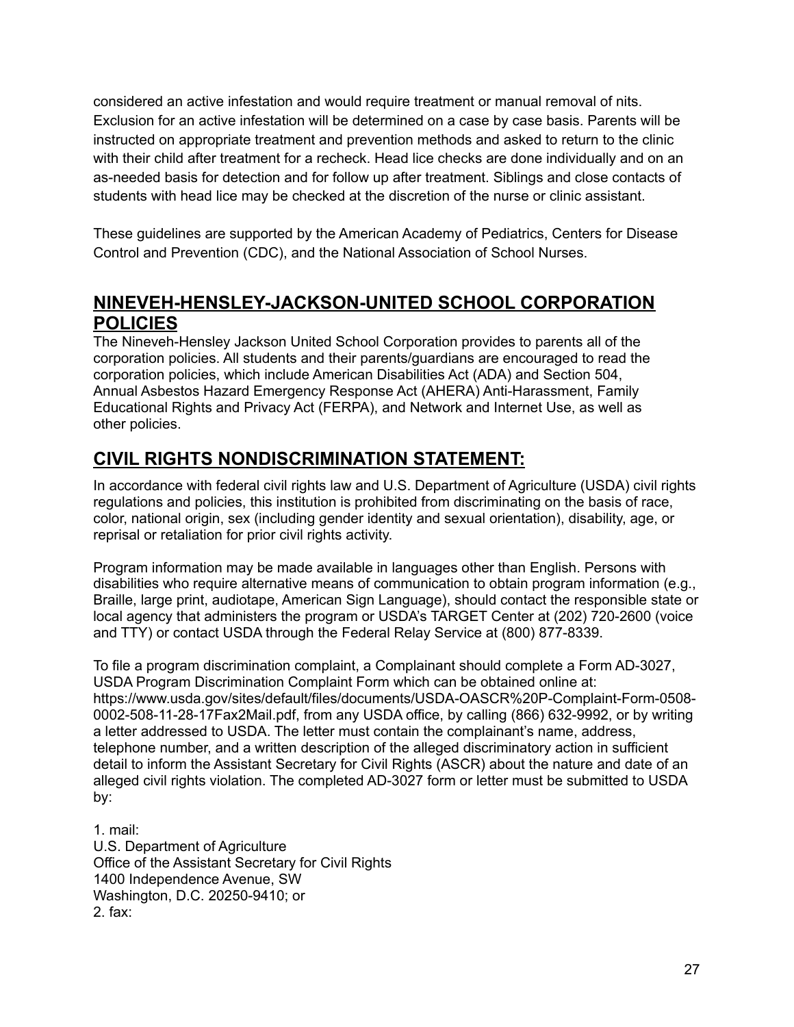considered an active infestation and would require treatment or manual removal of nits. Exclusion for an active infestation will be determined on a case by case basis. Parents will be instructed on appropriate treatment and prevention methods and asked to return to the clinic with their child after treatment for a recheck. Head lice checks are done individually and on an as-needed basis for detection and for follow up after treatment. Siblings and close contacts of students with head lice may be checked at the discretion of the nurse or clinic assistant.

These guidelines are supported by the American Academy of Pediatrics, Centers for Disease Control and Prevention (CDC), and the National Association of School Nurses.

## NINEVEH-HENSLEY-JACKSON-UNITED SCHOOL CORPORATION POLICIES

The Nineveh-Hensley Jackson United School Corporation provides to parents all of the corporation policies. All students and their parents/guardians are encouraged to read the corporation policies, which include American Disabilities Act (ADA) and Section 504, Annual Asbestos Hazard Emergency Response Act (AHERA) Anti-Harassment, Family Educational Rights and Privacy Act (FERPA), and Network and Internet Use, as well as other policies.

## CIVIL RIGHTS NONDISCRIMINATION STATEMENT:

In accordance with federal civil rights law and U.S. Department of Agriculture (USDA) civil rights regulations and policies, this institution is prohibited from discriminating on the basis of race, color, national origin, sex (including gender identity and sexual orientation), disability, age, or reprisal or retaliation for prior civil rights activity.

Program information may be made available in languages other than English. Persons with disabilities who require alternative means of communication to obtain program information (e.g., Braille, large print, audiotape, American Sign Language), should contact the responsible state or local agency that administers the program or USDA's TARGET Center at (202) 720-2600 (voice and TTY) or contact USDA through the Federal Relay Service at (800) 877-8339.

To file a program discrimination complaint, a Complainant should complete a Form AD-3027, USDA Program Discrimination Complaint Form which can be obtained online at: https://www.usda.gov/sites/default/files/documents/USDA-OASCR%20P-Complaint-Form-0508-0002-508-11-28-17Fax2Mail.pdf, from any USDA office, by calling (866) 632-9992, or by writing a letter addressed to USDA. The letter must contain the complainant's name, address, telephone number, and a written description of the alleged discriminatory action in sufficient detail to inform the Assistant Secretary for Civil Rights (ASCR) about the nature and date of an alleged civil rights violation. The completed AD-3027 form or letter must be submitted to USDA by:

1. mail:
U.S. Department of Agriculture
Office of the Assistant Secretary for Civil Rights
1400 Independence Avenue, SW
Washington, D.C. 20250-9410; or
2. fax: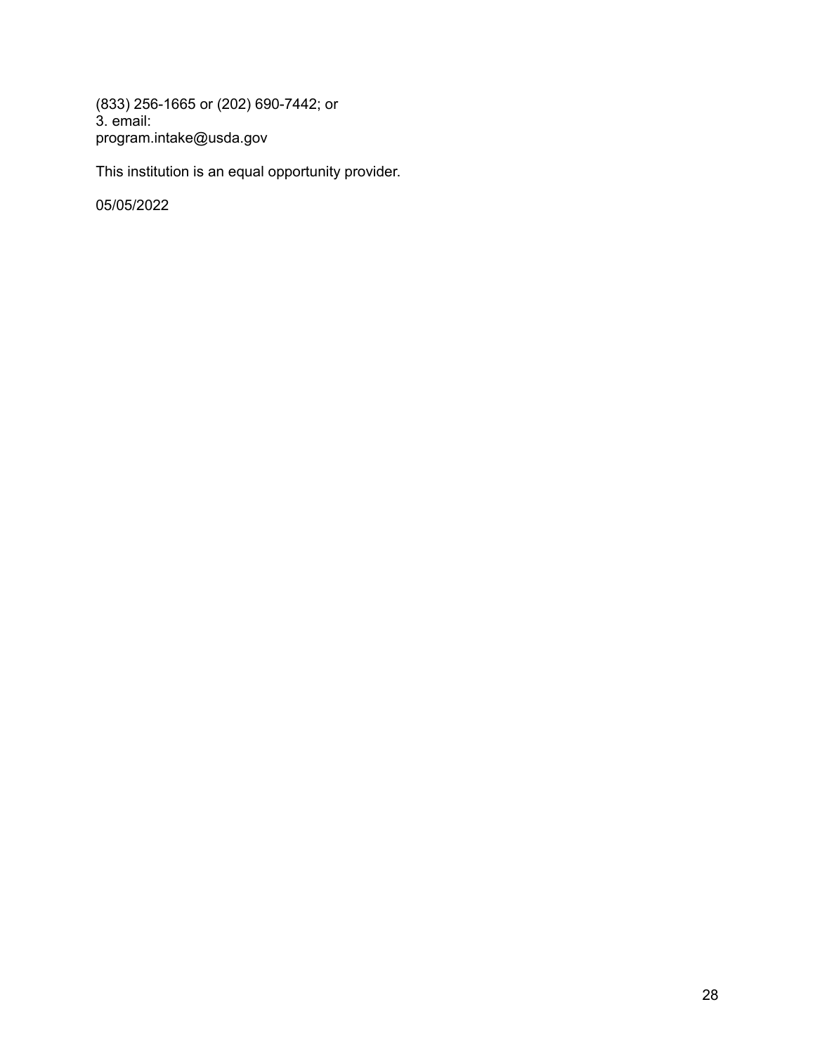(833) 256-1665 or (202) 690-7442; or
3. email:
program.intake@usda.gov

This institution is an equal opportunity provider.

05/05/2022